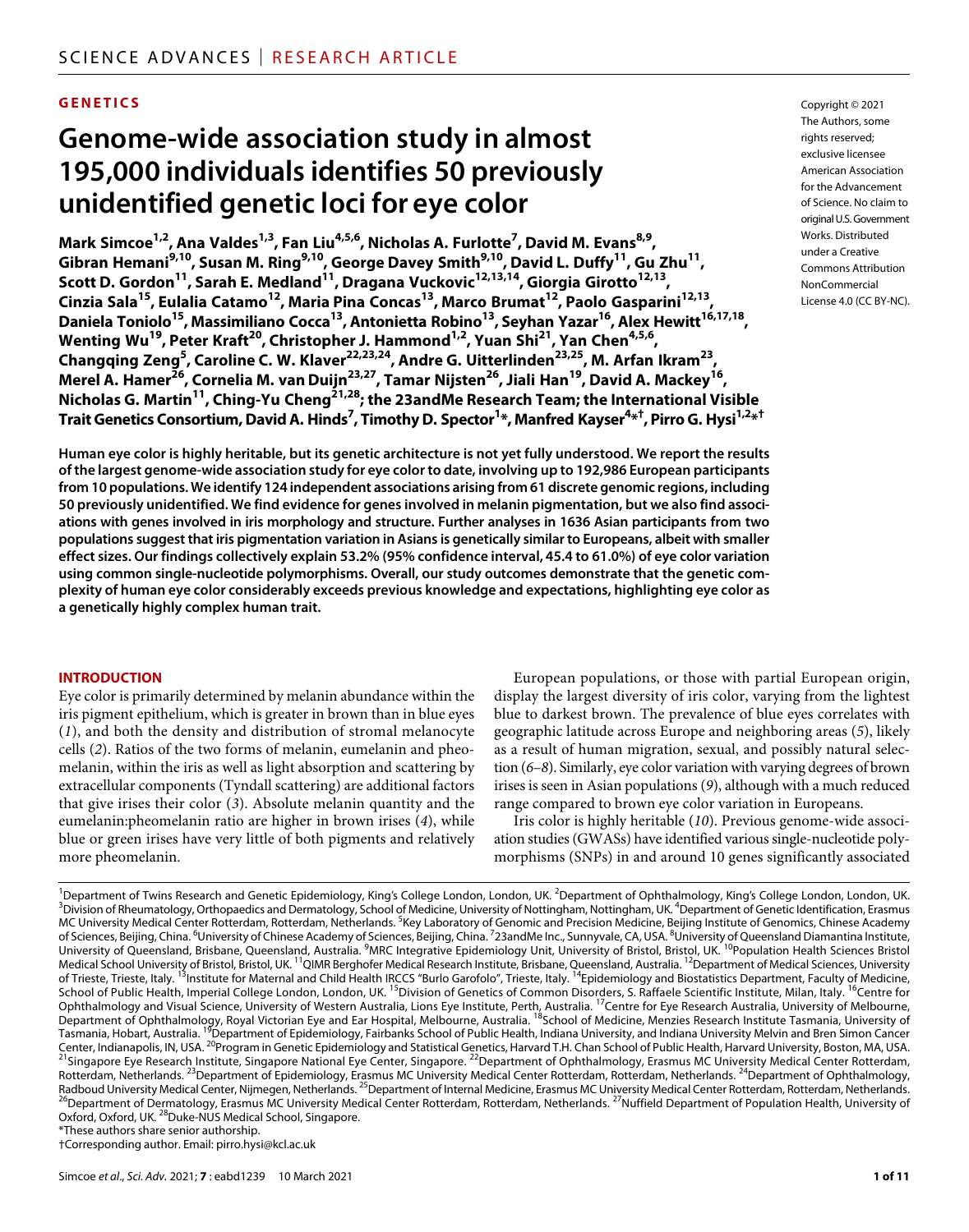GENETICS

# Genome-wide association study in almost 195,000 individuals identifies 50 previously unidentified genetic loci for eye color

**Mark Simcoe[1,2], Ana Valdes[1,3], Fan Liu[4,5,6], Nicholas A. Furlotte[7], David M. Evans[8,9], Gibran Hemani[9,10], Susan M. Ring[9,10], George Davey Smith[9,10], David L. Duffy[11], Gu Zhu[11], Scott D. Gordon[11], Sarah E. Medland[11], Dragana Vuckovic[12,13,14], Giorgia Girotto[12,13], Cinzia Sala[15], Eulalia Catamo[12], Maria Pina Concas[13], Marco Brumat[12], Paolo Gasparini[12,13], Daniela Toniolo[15], Massimiliano Cocca[13], Antonietta Robino[13], Seyhan Yazar[16], Alex Hewitt[16,17,18], Wenting Wu[19], Peter Kraft[20], Christopher J. Hammond[1,2], Yuan Shi[21], Yan Chen[4,5,6], Changqing Zeng[5], Caroline C. W. Klaver[22,23,24], Andre G. Uitterlinden[23,25], M. Arfan Ikram[23], Merel A. Hamer[26], Cornelia M. van Duijn[23,27], Tamar Nijsten[26], Jiali Han[19], David A. Mackey[16], Nicholas G. Martin[11], Ching-Yu Cheng[21,28]; the 23andMe Research Team; the International Visible Trait Genetics Consortium, David A. Hinds[7], Timothy D. Spector[1]*, Manfred Kayser[4]*†, Pirro G. Hysi[1,2]*†**

Copyright © 2021 The Authors, some rights reserved; exclusive licensee American Association for the Advancement of Science. No claim to original U.S. Government Works. Distributed under a Creative Commons Attribution NonCommercial License 4.0 (CC BY-NC).

**Human eye color is highly heritable, but its genetic architecture is not yet fully understood. We report the results of the largest genome-wide association study for eye color to date, involving up to 192,986 European participants from 10 populations. We identify 124 independent associations arising from 61 discrete genomic regions, including 50 previously unidentified. We find evidence for genes involved in melanin pigmentation, but we also find associations with genes involved in iris morphology and structure. Further analyses in 1636 Asian participants from two populations suggest that iris pigmentation variation in Asians is genetically similar to Europeans, albeit with smaller effect sizes. Our findings collectively explain 53.2% (95% confidence interval, 45.4 to 61.0%) of eye color variation using common single-nucleotide polymorphisms. Overall, our study outcomes demonstrate that the genetic complexity of human eye color considerably exceeds previous knowledge and expectations, highlighting eye color as a genetically highly complex human trait.**

## INTRODUCTION

Eye color is primarily determined by melanin abundance within the iris pigment epithelium, which is greater in brown than in blue eyes (*1*), and both the density and distribution of stromal melanocyte cells (*2*). Ratios of the two forms of melanin, eumelanin and pheomelanin, within the iris as well as light absorption and scattering by extracellular components (Tyndall scattering) are additional factors that give irises their color (*3*). Absolute melanin quantity and the eumelanin:pheomelanin ratio are higher in brown irises (*4*), while blue or green irises have very little of both pigments and relatively more pheomelanin.

European populations, or those with partial European origin, display the largest diversity of iris color, varying from the lightest blue to darkest brown. The prevalence of blue eyes correlates with geographic latitude across Europe and neighboring areas (*5*), likely as a result of human migration, sexual, and possibly natural selection (*6–8*). Similarly, eye color variation with varying degrees of brown irises is seen in Asian populations (*9*), although with a much reduced range compared to brown eye color variation in Europeans.

Iris color is highly heritable (*10*). Previous genome-wide association studies (GWASs) have identified various single-nucleotide polymorphisms (SNPs) in and around 10 genes significantly associated

[1]Department of Twins Research and Genetic Epidemiology, King's College London, London, UK. [2]Department of Ophthalmology, King's College London, London, UK. [3]Division of Rheumatology, Orthopaedics and Dermatology, School of Medicine, University of Nottingham, Nottingham, UK. [4]Department of Genetic Identification, Erasmus MC University Medical Center Rotterdam, Rotterdam, Netherlands. [5]Key Laboratory of Genomic and Precision Medicine, Beijing Institute of Genomics, Chinese Academy of Sciences, Beijing, China. [6]University of Chinese Academy of Sciences, Beijing, China. [7]23andMe Inc., Sunnyvale, CA, USA. [8]University of Queensland Diamantina Institute, University of Queensland, Brisbane, Queensland, Australia. [9]MRC Integrative Epidemiology Unit, University of Bristol, Bristol, UK. [10]Population Health Sciences Bristol Medical School University of Bristol, Bristol, UK. [11]QIMR Berghofer Medical Research Institute, Brisbane, Queensland, Australia. [12]Department of Medical Sciences, University of Trieste, Trieste, Italy. [13]Institute for Maternal and Child Health IRCCS "Burlo Garofolo", Trieste, Italy. [14]Epidemiology and Biostatistics Department, Faculty of Medicine, School of Public Health, Imperial College London, London, UK. [15]Division of Genetics of Common Disorders, S. Raffaele Scientific Institute, Milan, Italy. [16]Centre for Ophthalmology and Visual Science, University of Western Australia, Lions Eye Institute, Perth, Australia. [17]Centre for Eye Research Australia, University of Melbourne, Department of Ophthalmology, Royal Victorian Eye and Ear Hospital, Melbourne, Australia. [18]School of Medicine, Menzies Research Institute Tasmania, University of Tasmania, Hobart, Australia. [19]Department of Epidemiology, Fairbanks School of Public Health, Indiana University, and Indiana University Melvin and Bren Simon Cancer Center, Indianapolis, IN, USA. [20]Program in Genetic Epidemiology and Statistical Genetics, Harvard T.H. Chan School of Public Health, Harvard University, Boston, MA, USA. [21]Singapore Eye Research Institute, Singapore National Eye Center, Singapore. [22]Department of Ophthalmology, Erasmus MC University Medical Center Rotterdam, Rotterdam, Netherlands. [23]Department of Epidemiology, Erasmus MC University Medical Center Rotterdam, Rotterdam, Netherlands. [24]Department of Ophthalmology, Radboud University Medical Center, Nijmegen, Netherlands. [25]Department of Internal Medicine, Erasmus MC University Medical Center Rotterdam, Rotterdam, Netherlands. [26]Department of Dermatology, Erasmus MC University Medical Center Rotterdam, Rotterdam, Netherlands. [27]Nuffield Department of Population Health, University of Oxford, Oxford, UK. [28]Duke-NUS Medical School, Singapore.

*These authors share senior authorship.

†Corresponding author. Email: pirro.hysi@kcl.ac.uk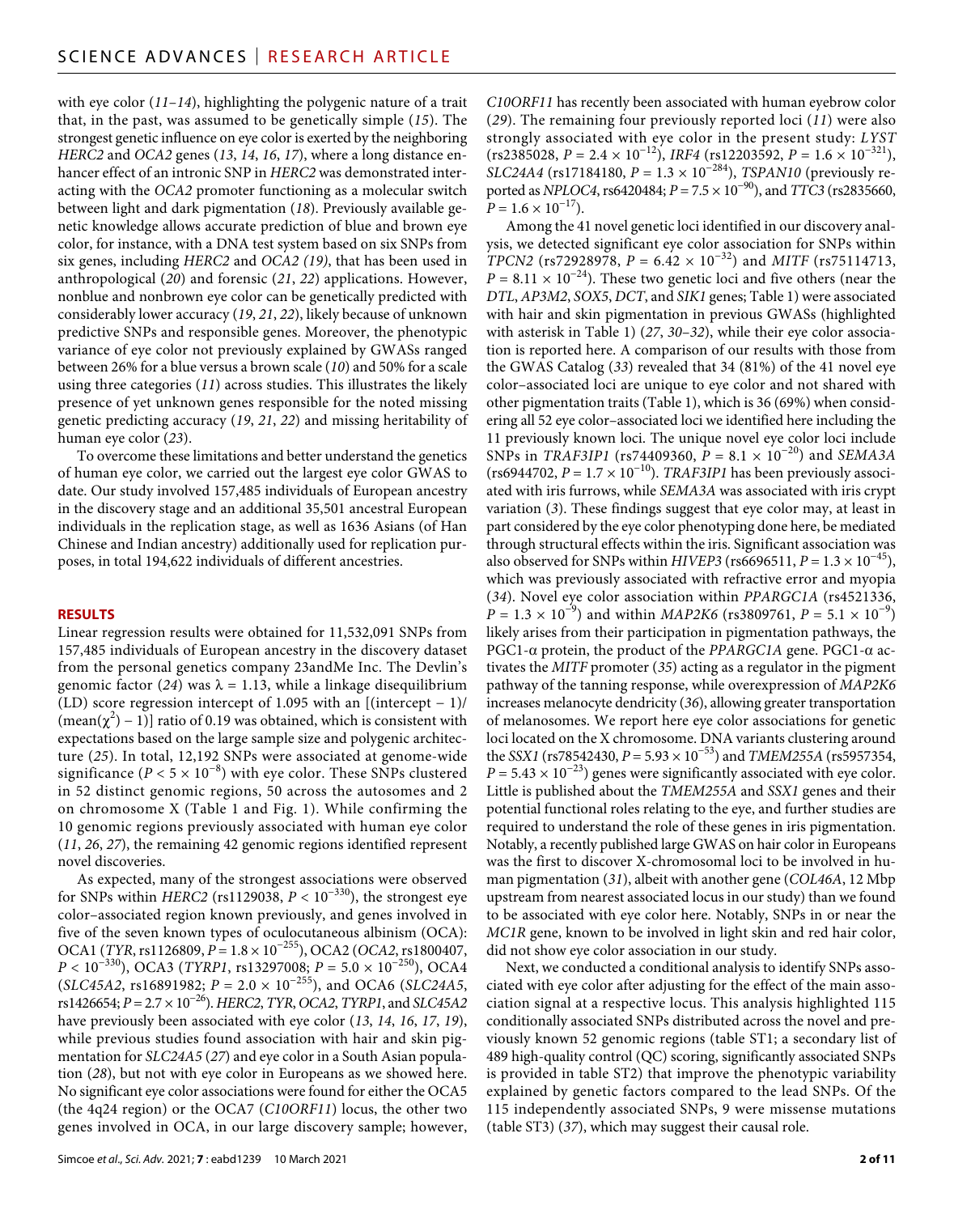with eye color (*11*–*14*), highlighting the polygenic nature of a trait that, in the past, was assumed to be genetically simple (*15*). The strongest genetic influence on eye color is exerted by the neighboring *HERC2* and *OCA2* genes (*13*, *14*, *16*, *17*), where a long distance enhancer effect of an intronic SNP in *HERC2* was demonstrated interacting with the *OCA2* promoter functioning as a molecular switch between light and dark pigmentation (*18*). Previously available genetic knowledge allows accurate prediction of blue and brown eye color, for instance, with a DNA test system based on six SNPs from six genes, including *HERC2* and *OCA2 (19)*, that has been used in anthropological (*20*) and forensic (*21*, *22*) applications. However, nonblue and nonbrown eye color can be genetically predicted with considerably lower accuracy (*19*, *21*, *22*), likely because of unknown predictive SNPs and responsible genes. Moreover, the phenotypic variance of eye color not previously explained by GWASs ranged between 26% for a blue versus a brown scale (*10*) and 50% for a scale using three categories (*11*) across studies. This illustrates the likely presence of yet unknown genes responsible for the noted missing genetic predicting accuracy (*19*, *21*, *22*) and missing heritability of human eye color (*23*).

To overcome these limitations and better understand the genetics of human eye color, we carried out the largest eye color GWAS to date. Our study involved 157,485 individuals of European ancestry in the discovery stage and an additional 35,501 ancestral European individuals in the replication stage, as well as 1636 Asians (of Han Chinese and Indian ancestry) additionally used for replication purposes, in total 194,622 individuals of different ancestries.

## RESULTS

Linear regression results were obtained for 11,532,091 SNPs from 157,485 individuals of European ancestry in the discovery dataset from the personal genetics company 23andMe Inc. The Devlin's genomic factor (*24*) was $\lambda = 1.13$, while a linkage disequilibrium (LD) score regression intercept of 1.095 with an $[(\text{intercept} - 1)/(\text{mean}(\chi^2) - 1)]$ ratio of 0.19 was obtained, which is consistent with expectations based on the large sample size and polygenic architecture (*25*). In total, 12,192 SNPs were associated at genome-wide significance ($P < 5 \times 10^{-8}$) with eye color. These SNPs clustered in 52 distinct genomic regions, 50 across the autosomes and 2 on chromosome X (Table 1 and Fig. 1). While confirming the 10 genomic regions previously associated with human eye color (*11*, *26*, *27*), the remaining 42 genomic regions identified represent novel discoveries.

As expected, many of the strongest associations were observed for SNPs within *HERC2* (rs1129038, $P < 10^{-330}$), the strongest eye color–associated region known previously, and genes involved in five of the seven known types of oculocutaneous albinism (OCA): OCA1 (*TYR*, rs1126809, $P = 1.8 \times 10^{-255}$), OCA2 (*OCA2*, rs1800407, $P < 10^{-330}$), OCA3 (*TYRP1*, rs13297008; $P = 5.0 \times 10^{-250}$), OCA4 (*SLC45A2*, rs16891982; $P = 2.0 \times 10^{-255}$), and OCA6 (*SLC24A5*, rs1426654; $P = 2.7 \times 10^{-26}$). *HERC2*, *TYR*, *OCA2*, *TYRP1*, and *SLC45A2* have previously been associated with eye color (*13*, *14*, *16*, *17*, *19*), while previous studies found association with hair and skin pigmentation for *SLC24A5* (*27*) and eye color in a South Asian population (*28*), but not with eye color in Europeans as we showed here. No significant eye color associations were found for either the OCA5 (the 4q24 region) or the OCA7 (*C10ORF11*) locus, the other two genes involved in OCA, in our large discovery sample; however, *C10ORF11* has recently been associated with human eyebrow color (*29*). The remaining four previously reported loci (*11*) were also strongly associated with eye color in the present study: *LYST* (rs2385028, $P = 2.4 \times 10^{-12}$), *IRF4* (rs12203592, $P = 1.6 \times 10^{-321}$), *SLC24A4* (rs17184180, $P = 1.3 \times 10^{-284}$), *TSPAN10* (previously reported as *NPLOC4*, rs6420484; $P = 7.5 \times 10^{-90}$), and *TTC3* (rs2835660, $P = 1.6 \times 10^{-17}$).

Among the 41 novel genetic loci identified in our discovery analysis, we detected significant eye color association for SNPs within *TPCN2* (rs72928978, $P = 6.42 \times 10^{-32}$) and *MITF* (rs75114713, $P = 8.11 \times 10^{-24}$). These two genetic loci and five others (near the *DTL*, *AP3M2*, *SOX5*, *DCT*, and *SIK1* genes; Table 1) were associated with hair and skin pigmentation in previous GWASs (highlighted with asterisk in Table 1) (*27*, *30*–*32*), while their eye color association is reported here. A comparison of our results with those from the GWAS Catalog (*33*) revealed that 34 (81%) of the 41 novel eye color–associated loci are unique to eye color and not shared with other pigmentation traits (Table 1), which is 36 (69%) when considering all 52 eye color–associated loci we identified here including the 11 previously known loci. The unique novel eye color loci include SNPs in *TRAF3IP1* (rs74409360, $P = 8.1 \times 10^{-20}$) and *SEMA3A* (rs6944702, $P = 1.7 \times 10^{-10}$). *TRAF3IP1* has been previously associated with iris furrows, while *SEMA3A* was associated with iris crypt variation (*3*). These findings suggest that eye color may, at least in part considered by the eye color phenotyping done here, be mediated through structural effects within the iris. Significant association was also observed for SNPs within *HIVEP3* (rs6696511, $P = 1.3 \times 10^{-45}$), which was previously associated with refractive error and myopia (*34*). Novel eye color association within *PPARGC1A* (rs4521336, $P = 1.3 \times 10^{-9}$) and within *MAP2K6* (rs3809761, $P = 5.1 \times 10^{-9}$) likely arises from their participation in pigmentation pathways, the PGC1-α protein, the product of the *PPARGC1A* gene. PGC1-α activates the *MITF* promoter (*35*) acting as a regulator in the pigment pathway of the tanning response, while overexpression of *MAP2K6* increases melanocyte dendricity (*36*), allowing greater transportation of melanosomes. We report here eye color associations for genetic loci located on the X chromosome. DNA variants clustering around the *SSX1* (rs78542430, $P = 5.93 \times 10^{-53}$) and *TMEM255A* (rs5957354, $P = 5.43 \times 10^{-23}$) genes were significantly associated with eye color. Little is published about the *TMEM255A* and *SSX1* genes and their potential functional roles relating to the eye, and further studies are required to understand the role of these genes in iris pigmentation. Notably, a recently published large GWAS on hair color in Europeans was the first to discover X-chromosomal loci to be involved in human pigmentation (*31*), albeit with another gene (*COL46A*, 12 Mbp upstream from nearest associated locus in our study) than we found to be associated with eye color here. Notably, SNPs in or near the *MC1R* gene, known to be involved in light skin and red hair color, did not show eye color association in our study.

Next, we conducted a conditional analysis to identify SNPs associated with eye color after adjusting for the effect of the main association signal at a respective locus. This analysis highlighted 115 conditionally associated SNPs distributed across the novel and previously known 52 genomic regions (table ST1; a secondary list of 489 high-quality control (QC) scoring, significantly associated SNPs is provided in table ST2) that improve the phenotypic variability explained by genetic factors compared to the lead SNPs. Of the 115 independently associated SNPs, 9 were missense mutations (table ST3) (*37*), which may suggest their causal role.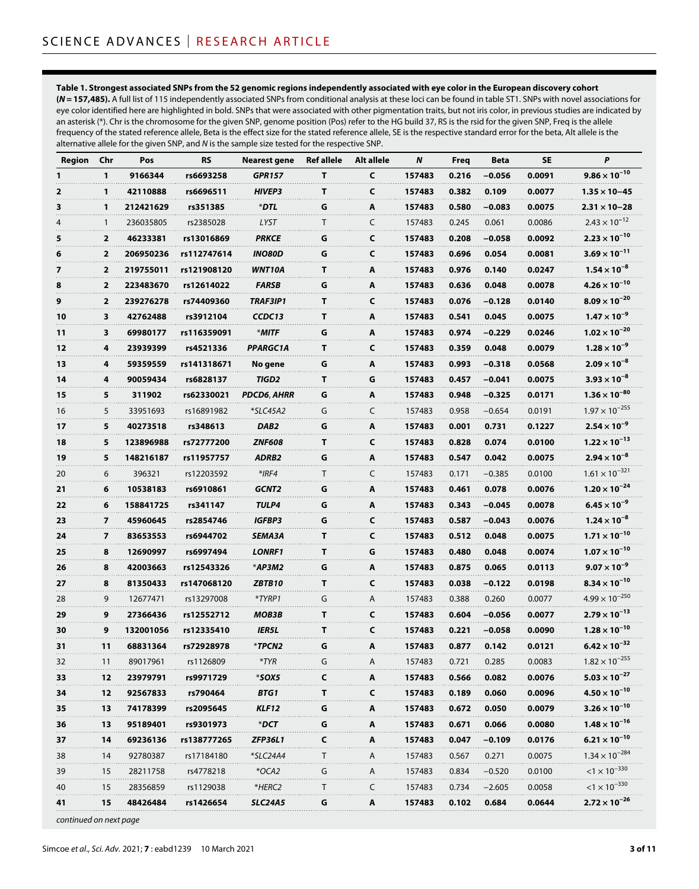**Table 1. Strongest associated SNPs from the 52 genomic regions independently associated with eye color in the European discovery cohort (*N* = 157,485).** A full list of 115 independently associated SNPs from conditional analysis at these loci can be found in table ST1. SNPs with novel associations for eye color identified here are highlighted in bold. SNPs that were associated with other pigmentation traits, but not iris color, in previous studies are indicated by an asterisk (*). Chr is the chromosome for the given SNP, genome position (Pos) refer to the HG build 37, RS is the rsid for the given SNP, Freq is the allele frequency of the stated reference allele, Beta is the effect size for the stated reference allele, SE is the respective standard error for the beta, Alt allele is the alternative allele for the given SNP, and *N* is the sample size tested for the respective SNP.

| Region | Chr | Pos | RS | Nearest gene | Ref allele | Alt allele | *N* | Freq | Beta | SE | *P* |
|---|---|---|---|---|---|---|---|---|---|---|---|
| **1** | **1** | **9166344** | **rs6693258** | ***GPR157*** | **T** | **C** | **157483** | **0.216** | **−0.056** | **0.0091** | $\mathbf{9.86 \times 10^{-10}}$ |
| **2** | **1** | **42110888** | **rs6696511** | ***HIVEP3*** | **T** | **C** | **157483** | **0.382** | **0.109** | **0.0077** | **1.35 × 10−45** |
| **3** | **1** | **212421629** | **rs351385** | ***DTL*** | **G** | **A** | **157483** | **0.580** | **−0.083** | **0.0075** | **2.31 × 10−28** |
| 4 | 1 | 236035805 | rs2385028 | *LYST* | T | C | 157483 | 0.245 | 0.061 | 0.0086 | $2.43 \times 10^{-12}$ |
| **5** | **2** | **46233381** | **rs13016869** | ***PRKCE*** | **G** | **C** | **157483** | **0.208** | **−0.058** | **0.0092** | $\mathbf{2.23 \times 10^{-10}}$ |
| **6** | **2** | **206950236** | **rs112747614** | ***INO80D*** | **G** | **C** | **157483** | **0.696** | **0.054** | **0.0081** | $\mathbf{3.69 \times 10^{-11}}$ |
| **7** | **2** | **219755011** | **rs121908120** | ***WNT10A*** | **T** | **A** | **157483** | **0.976** | **0.140** | **0.0247** | $\mathbf{1.54 \times 10^{-8}}$ |
| **8** | **2** | **223483670** | **rs12614022** | ***FARSB*** | **G** | **A** | **157483** | **0.636** | **0.048** | **0.0078** | $\mathbf{4.26 \times 10^{-10}}$ |
| **9** | **2** | **239276278** | **rs74409360** | ***TRAF3IP1*** | **T** | **C** | **157483** | **0.076** | **−0.128** | **0.0140** | $\mathbf{8.09 \times 10^{-20}}$ |
| **10** | **3** | **42762488** | **rs3912104** | ***CCDC13*** | **T** | **A** | **157483** | **0.541** | **0.045** | **0.0075** | $\mathbf{1.47 \times 10^{-9}}$ |
| **11** | **3** | **69980177** | **rs116359091** | ***MITF*** | **G** | **A** | **157483** | **0.974** | **−0.229** | **0.0246** | $\mathbf{1.02 \times 10^{-20}}$ |
| **12** | **4** | **23939399** | **rs4521336** | ***PPARGC1A*** | **T** | **C** | **157483** | **0.359** | **0.048** | **0.0079** | $\mathbf{1.28 \times 10^{-9}}$ |
| **13** | **4** | **59359559** | **rs141318671** | **No gene** | **G** | **A** | **157483** | **0.993** | **−0.318** | **0.0568** | $\mathbf{2.09 \times 10^{-8}}$ |
| **14** | **4** | **90059434** | **rs6828137** | ***TIGD2*** | **T** | **G** | **157483** | **0.457** | **−0.041** | **0.0075** | $\mathbf{3.93 \times 10^{-8}}$ |
| **15** | **5** | **311902** | **rs62330021** | ***PDCD6, AHRR*** | **G** | **A** | **157483** | **0.948** | **−0.325** | **0.0171** | $\mathbf{1.36 \times 10^{-80}}$ |
| 16 | 5 | 33951693 | rs16891982 | **SLC45A2* | G | C | 157483 | 0.958 | −0.654 | 0.0191 | $1.97 \times 10^{-255}$ |
| **17** | **5** | **40273518** | **rs348613** | ***DAB2*** | **G** | **A** | **157483** | **0.001** | **0.731** | **0.1227** | $\mathbf{2.54 \times 10^{-9}}$ |
| **18** | **5** | **123896988** | **rs72777200** | ***ZNF608*** | **T** | **C** | **157483** | **0.828** | **0.074** | **0.0100** | $\mathbf{1.22 \times 10^{-13}}$ |
| **19** | **5** | **148216187** | **rs11957757** | ***ADRB2*** | **G** | **A** | **157483** | **0.547** | **0.042** | **0.0075** | $\mathbf{2.94 \times 10^{-8}}$ |
| 20 | 6 | 396321 | rs12203592 | **IRF4* | T | C | 157483 | 0.171 | −0.385 | 0.0100 | $1.61 \times 10^{-321}$ |
| **21** | **6** | **10538183** | **rs6910861** | ***GCNT2*** | **G** | **A** | **157483** | **0.461** | **0.078** | **0.0076** | $\mathbf{1.20 \times 10^{-24}}$ |
| **22** | **6** | **158841725** | **rs341147** | ***TULP4*** | **G** | **A** | **157483** | **0.343** | **−0.045** | **0.0078** | $\mathbf{6.45 \times 10^{-9}}$ |
| **23** | **7** | **45960645** | **rs2854746** | ***IGFBP3*** | **G** | **C** | **157483** | **0.587** | **−0.043** | **0.0076** | $\mathbf{1.24 \times 10^{-8}}$ |
| **24** | **7** | **83653553** | **rs6944702** | ***SEMA3A*** | **T** | **C** | **157483** | **0.512** | **0.048** | **0.0075** | $\mathbf{1.71 \times 10^{-10}}$ |
| **25** | **8** | **12690997** | **rs6997494** | ***LONRF1*** | **T** | **G** | **157483** | **0.480** | **0.048** | **0.0074** | $\mathbf{1.07 \times 10^{-10}}$ |
| **26** | **8** | **42003663** | **rs12543326** | ***AP3M2*** | **G** | **A** | **157483** | **0.875** | **0.065** | **0.0113** | $\mathbf{9.07 \times 10^{-9}}$ |
| **27** | **8** | **81350433** | **rs147068120** | ***ZBTB10*** | **T** | **C** | **157483** | **0.038** | **−0.122** | **0.0198** | $\mathbf{8.34 \times 10^{-10}}$ |
| 28 | 9 | 12677471 | rs13297008 | **TYRP1* | G | A | 157483 | 0.388 | 0.260 | 0.0077 | $4.99 \times 10^{-250}$ |
| **29** | **9** | **27366436** | **rs12552712** | ***MOB3B*** | **T** | **C** | **157483** | **0.604** | **−0.056** | **0.0077** | $\mathbf{2.79 \times 10^{-13}}$ |
| **30** | **9** | **132001056** | **rs12335410** | ***IER5L*** | **T** | **C** | **157483** | **0.221** | **−0.058** | **0.0090** | $\mathbf{1.28 \times 10^{-10}}$ |
| **31** | **11** | **68831364** | **rs72928978** | ***TPCN2*** | **G** | **A** | **157483** | **0.877** | **0.142** | **0.0121** | $\mathbf{6.42 \times 10^{-32}}$ |
| 32 | 11 | 89017961 | rs1126809 | **TYR* | G | A | 157483 | 0.721 | 0.285 | 0.0083 | $1.82 \times 10^{-255}$ |
| **33** | **12** | **23979791** | **rs9971729** | ***SOX5*** | **C** | **A** | **157483** | **0.566** | **0.082** | **0.0076** | $\mathbf{5.03 \times 10^{-27}}$ |
| **34** | **12** | **92567833** | **rs790464** | ***BTG1*** | **T** | **C** | **157483** | **0.189** | **0.060** | **0.0096** | $\mathbf{4.50 \times 10^{-10}}$ |
| **35** | **13** | **74178399** | **rs2095645** | ***KLF12*** | **G** | **A** | **157483** | **0.672** | **0.050** | **0.0079** | $\mathbf{3.26 \times 10^{-10}}$ |
| **36** | **13** | **95189401** | **rs9301973** | ***DCT*** | **G** | **A** | **157483** | **0.671** | **0.066** | **0.0080** | $\mathbf{1.48 \times 10^{-16}}$ |
| **37** | **14** | **69236136** | **rs138777265** | ***ZFP36L1*** | **C** | **A** | **157483** | **0.047** | **−0.109** | **0.0176** | $\mathbf{6.21 \times 10^{-10}}$ |
| 38 | 14 | 92780387 | rs17184180 | **SLC24A4* | T | A | 157483 | 0.567 | 0.271 | 0.0075 | $1.34 \times 10^{-284}$ |
| 39 | 15 | 28211758 | rs4778218 | **OCA2* | G | A | 157483 | 0.834 | −0.520 | 0.0100 | $<1 \times 10^{-330}$ |
| 40 | 15 | 28356859 | rs1129038 | **HERC2* | T | C | 157483 | 0.734 | −2.605 | 0.0058 | $<1 \times 10^{-330}$ |
| **41** | **15** | **48426484** | **rs1426654** | ***SLC24A5*** | **G** | **A** | **157483** | **0.102** | **0.684** | **0.0644** | $\mathbf{2.72 \times 10^{-26}}$ |

*continued on next page*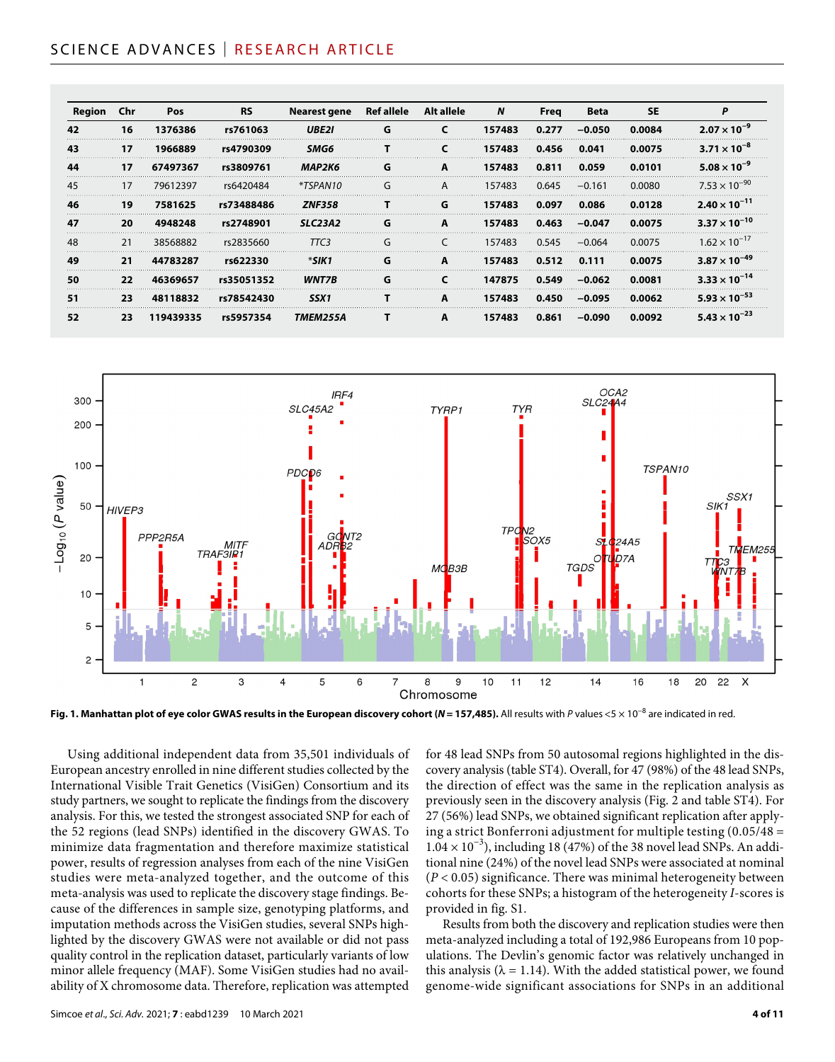| Region | Chr | Pos | RS | Nearest gene | Ref allele | Alt allele | *N* | Freq | Beta | SE | *P* |
|---|---|---|---|---|---|---|---|---|---|---|---|
| **42** | **16** | **1376386** | **rs761063** | ***UBE2I*** | **G** | **C** | **157483** | **0.277** | **−0.050** | **0.0084** | $\mathbf{2.07 \times 10^{-9}}$ |
| **43** | **17** | **1966889** | **rs4790309** | ***SMG6*** | **T** | **C** | **157483** | **0.456** | **0.041** | **0.0075** | $\mathbf{3.71 \times 10^{-8}}$ |
| **44** | **17** | **67497367** | **rs3809761** | ***MAP2K6*** | **G** | **A** | **157483** | **0.811** | **0.059** | **0.0101** | $\mathbf{5.08 \times 10^{-9}}$ |
| 45 | 17 | 79612397 | rs6420484 | **TSPAN10* | G | A | 157483 | 0.645 | −0.161 | 0.0080 | $7.53 \times 10^{-90}$ |
| **46** | **19** | **7581625** | **rs73488486** | ***ZNF358*** | **T** | **G** | **157483** | **0.097** | **0.086** | **0.0128** | $\mathbf{2.40 \times 10^{-11}}$ |
| **47** | **20** | **4948248** | **rs2748901** | ***SLC23A2*** | **G** | **A** | **157483** | **0.463** | **−0.047** | **0.0075** | $\mathbf{3.37 \times 10^{-10}}$ |
| 48 | 21 | 38568882 | rs2835660 | *TTC3* | G | C | 157483 | 0.545 | −0.064 | 0.0075 | $1.62 \times 10^{-17}$ |
| **49** | **21** | **44783287** | **rs622330** | ***SIK1*** | **G** | **A** | **157483** | **0.512** | **0.111** | **0.0075** | $\mathbf{3.87 \times 10^{-49}}$ |
| **50** | **22** | **46369657** | **rs35051352** | ***WNT7B*** | **G** | **C** | **147875** | **0.549** | **−0.062** | **0.0081** | $\mathbf{3.33 \times 10^{-14}}$ |
| **51** | **23** | **48118832** | **rs78542430** | ***SSX1*** | **T** | **A** | **157483** | **0.450** | **−0.095** | **0.0062** | $\mathbf{5.93 \times 10^{-53}}$ |
| **52** | **23** | **119439335** | **rs5957354** | ***TMEM255A*** | **T** | **A** | **157483** | **0.861** | **−0.090** | **0.0092** | $\mathbf{5.43 \times 10^{-23}}$ |

**Fig. 1. Manhattan plot of eye color GWAS results in the European discovery cohort (*N* = 157,485).** All results with *P* values <5 × 10$^{-8}$ are indicated in red.

Using additional independent data from 35,501 individuals of European ancestry enrolled in nine different studies collected by the International Visible Trait Genetics (VisiGen) Consortium and its study partners, we sought to replicate the findings from the discovery analysis. For this, we tested the strongest associated SNP for each of the 52 regions (lead SNPs) identified in the discovery GWAS. To minimize data fragmentation and therefore maximize statistical power, results of regression analyses from each of the nine VisiGen studies were meta-analyzed together, and the outcome of this meta-analysis was used to replicate the discovery stage findings. Because of the differences in sample size, genotyping platforms, and imputation methods across the VisiGen studies, several SNPs highlighted by the discovery GWAS were not available or did not pass quality control in the replication dataset, particularly variants of low minor allele frequency (MAF). Some VisiGen studies had no availability of X chromosome data. Therefore, replication was attempted for 48 lead SNPs from 50 autosomal regions highlighted in the discovery analysis (table ST4). Overall, for 47 (98%) of the 48 lead SNPs, the direction of effect was the same in the replication analysis as previously seen in the discovery analysis (Fig. 2 and table ST4). For 27 (56%) lead SNPs, we obtained significant replication after applying a strict Bonferroni adjustment for multiple testing (0.05/48 = $1.04 \times 10^{-3}$), including 18 (47%) of the 38 novel lead SNPs. An additional nine (24%) of the novel lead SNPs were associated at nominal ($P < 0.05$) significance. There was minimal heterogeneity between cohorts for these SNPs; a histogram of the heterogeneity *I*-scores is provided in fig. S1.

Results from both the discovery and replication studies were then meta-analyzed including a total of 192,986 Europeans from 10 populations. The Devlin's genomic factor was relatively unchanged in this analysis ($\lambda = 1.14$). With the added statistical power, we found genome-wide significant associations for SNPs in an additional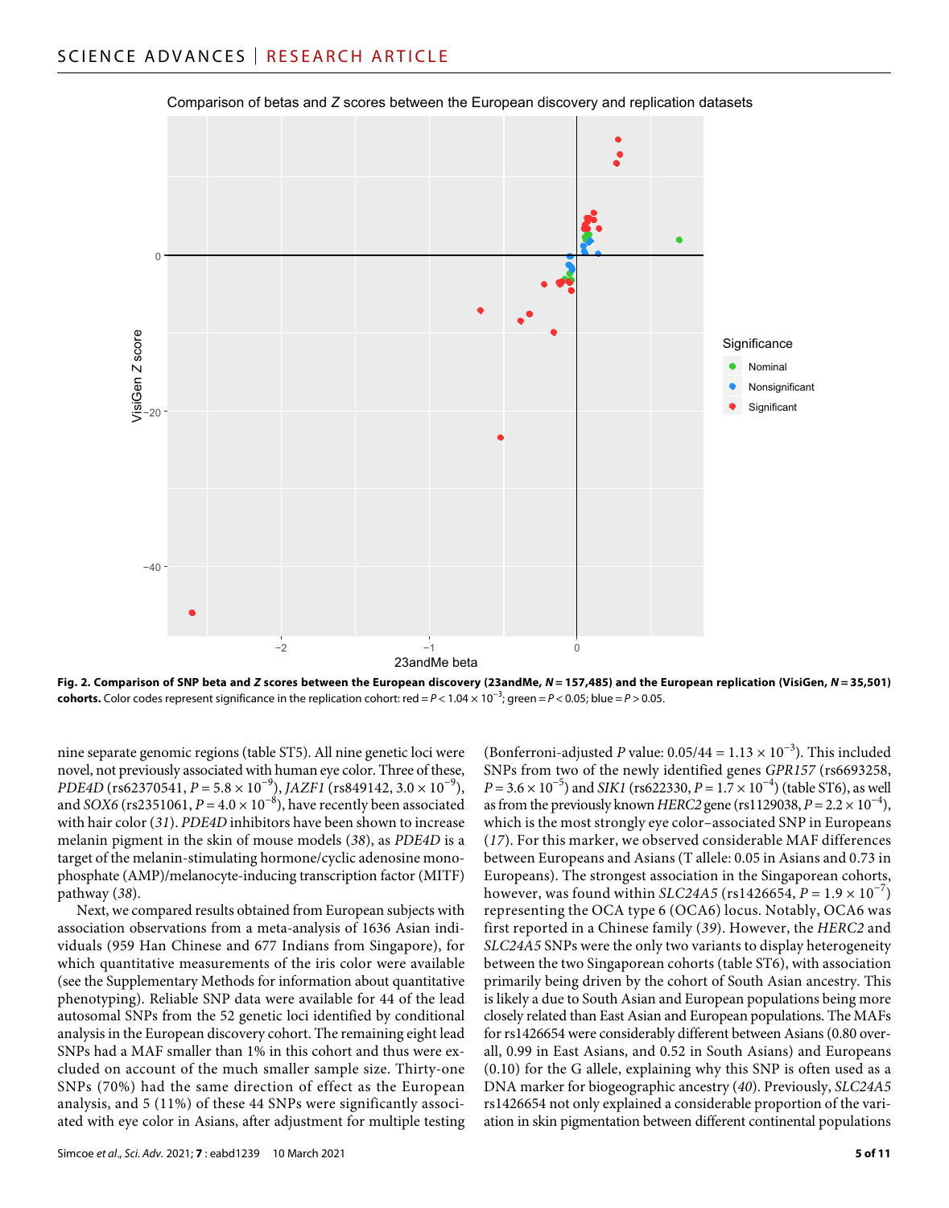Comparison of betas and $Z$ scores between the European discovery and replication datasets

VisiGen Z score

0

−20

−40

23andMe beta

−2

−1

0

Significance

Nominal

Nonsignificant

Significant

**Fig. 2. Comparison of SNP beta and $Z$ scores between the European discovery (23andMe, $N$ = 157,485) and the European replication (VisiGen, $N$ = 35,501) cohorts.** Color codes represent significance in the replication cohort: red = $P < 1.04 \times 10^{-3}$; green = $P < 0.05$; blue = $P > 0.05$.

nine separate genomic regions (table ST5). All nine genetic loci were novel, not previously associated with human eye color. Three of these, *PDE4D* (rs62370541, $P = 5.8 \times 10^{-9}$), *JAZF1* (rs849142, $3.0 \times 10^{-9}$), and *SOX6* (rs2351061, $P = 4.0 \times 10^{-8}$), have recently been associated with hair color (*31*). *PDE4D* inhibitors have been shown to increase melanin pigment in the skin of mouse models (*38*), as *PDE4D* is a target of the melanin-stimulating hormone/cyclic adenosine monophosphate (AMP)/melanocyte-inducing transcription factor (MITF) pathway (*38*).

Next, we compared results obtained from European subjects with association observations from a meta-analysis of 1636 Asian individuals (959 Han Chinese and 677 Indians from Singapore), for which quantitative measurements of the iris color were available (see the Supplementary Methods for information about quantitative phenotyping). Reliable SNP data were available for 44 of the lead autosomal SNPs from the 52 genetic loci identified by conditional analysis in the European discovery cohort. The remaining eight lead SNPs had a MAF smaller than 1% in this cohort and thus were excluded on account of the much smaller sample size. Thirty-one SNPs (70%) had the same direction of effect as the European analysis, and 5 (11%) of these 44 SNPs were significantly associated with eye color in Asians, after adjustment for multiple testing (Bonferroni-adjusted $P$ value: $0.05/44 = 1.13 \times 10^{-3}$). This included SNPs from two of the newly identified genes *GPR157* (rs6693258, $P = 3.6 \times 10^{-5}$) and *SIK1* (rs622330, $P = 1.7 \times 10^{-4}$) (table ST6), as well as from the previously known *HERC2* gene (rs1129038, $P = 2.2 \times 10^{-4}$), which is the most strongly eye color–associated SNP in Europeans (*17*). For this marker, we observed considerable MAF differences between Europeans and Asians (T allele: 0.05 in Asians and 0.73 in Europeans). The strongest association in the Singaporean cohorts, however, was found within *SLC24A5* (rs1426654, $P = 1.9 \times 10^{-7}$) representing the OCA type 6 (OCA6) locus. Notably, OCA6 was first reported in a Chinese family (*39*). However, the *HERC2* and *SLC24A5* SNPs were the only two variants to display heterogeneity between the two Singaporean cohorts (table ST6), with association primarily being driven by the cohort of South Asian ancestry. This is likely a due to South Asian and European populations being more closely related than East Asian and European populations. The MAFs for rs1426654 were considerably different between Asians (0.80 overall, 0.99 in East Asians, and 0.52 in South Asians) and Europeans (0.10) for the G allele, explaining why this SNP is often used as a DNA marker for biogeographic ancestry (*40*). Previously, *SLC24A5* rs1426654 not only explained a considerable proportion of the variation in skin pigmentation between different continental populations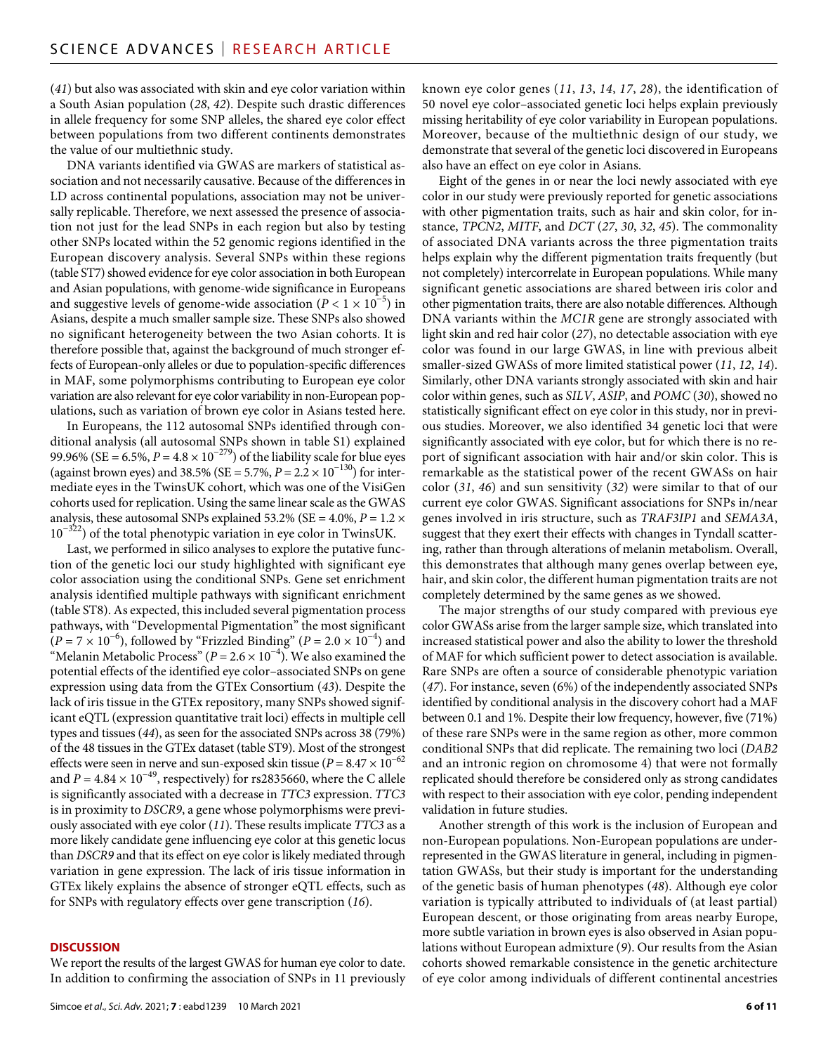(*41*) but also was associated with skin and eye color variation within a South Asian population (*28*, *42*). Despite such drastic differences in allele frequency for some SNP alleles, the shared eye color effect between populations from two different continents demonstrates the value of our multiethnic study.

DNA variants identified via GWAS are markers of statistical association and not necessarily causative. Because of the differences in LD across continental populations, association may not be universally replicable. Therefore, we next assessed the presence of association not just for the lead SNPs in each region but also by testing other SNPs located within the 52 genomic regions identified in the European discovery analysis. Several SNPs within these regions (table ST7) showed evidence for eye color association in both European and Asian populations, with genome-wide significance in Europeans and suggestive levels of genome-wide association ($P < 1 \times 10^{-5}$) in Asians, despite a much smaller sample size. These SNPs also showed no significant heterogeneity between the two Asian cohorts. It is therefore possible that, against the background of much stronger effects of European-only alleles or due to population-specific differences in MAF, some polymorphisms contributing to European eye color variation are also relevant for eye color variability in non-European populations, such as variation of brown eye color in Asians tested here.

In Europeans, the 112 autosomal SNPs identified through conditional analysis (all autosomal SNPs shown in table S1) explained 99.96% (SE = 6.5%, $P = 4.8 \times 10^{-279}$) of the liability scale for blue eyes (against brown eyes) and 38.5% (SE = 5.7%, $P = 2.2 \times 10^{-130}$) for intermediate eyes in the TwinsUK cohort, which was one of the VisiGen cohorts used for replication. Using the same linear scale as the GWAS analysis, these autosomal SNPs explained 53.2% (SE = 4.0%, $P = 1.2 \times 10^{-322}$) of the total phenotypic variation in eye color in TwinsUK.

Last, we performed in silico analyses to explore the putative function of the genetic loci our study highlighted with significant eye color association using the conditional SNPs. Gene set enrichment analysis identified multiple pathways with significant enrichment (table ST8). As expected, this included several pigmentation process pathways, with "Developmental Pigmentation" the most significant ($P = 7 \times 10^{-6}$), followed by "Frizzled Binding" ($P = 2.0 \times 10^{-4}$) and "Melanin Metabolic Process" ($P = 2.6 \times 10^{-4}$). We also examined the potential effects of the identified eye color–associated SNPs on gene expression using data from the GTEx Consortium (*43*). Despite the lack of iris tissue in the GTEx repository, many SNPs showed significant eQTL (expression quantitative trait loci) effects in multiple cell types and tissues (*44*), as seen for the associated SNPs across 38 (79%) of the 48 tissues in the GTEx dataset (table ST9). Most of the strongest effects were seen in nerve and sun-exposed skin tissue ($P = 8.47 \times 10^{-62}$ and $P = 4.84 \times 10^{-49}$, respectively) for rs2835660, where the C allele is significantly associated with a decrease in *TTC3* expression. *TTC3* is in proximity to *DSCR9*, a gene whose polymorphisms were previously associated with eye color (*11*). These results implicate *TTC3* as a more likely candidate gene influencing eye color at this genetic locus than *DSCR9* and that its effect on eye color is likely mediated through variation in gene expression. The lack of iris tissue information in GTEx likely explains the absence of stronger eQTL effects, such as for SNPs with regulatory effects over gene transcription (*16*).

## DISCUSSION

We report the results of the largest GWAS for human eye color to date. In addition to confirming the association of SNPs in 11 previously known eye color genes (*11*, *13*, *14*, *17*, *28*), the identification of 50 novel eye color–associated genetic loci helps explain previously missing heritability of eye color variability in European populations. Moreover, because of the multiethnic design of our study, we demonstrate that several of the genetic loci discovered in Europeans also have an effect on eye color in Asians.

Eight of the genes in or near the loci newly associated with eye color in our study were previously reported for genetic associations with other pigmentation traits, such as hair and skin color, for instance, *TPCN2*, *MITF*, and *DCT* (*27*, *30*, *32*, *45*). The commonality of associated DNA variants across the three pigmentation traits helps explain why the different pigmentation traits frequently (but not completely) intercorrelate in European populations. While many significant genetic associations are shared between iris color and other pigmentation traits, there are also notable differences. Although DNA variants within the *MC1R* gene are strongly associated with light skin and red hair color (*27*), no detectable association with eye color was found in our large GWAS, in line with previous albeit smaller-sized GWASs of more limited statistical power (*11*, *12*, *14*). Similarly, other DNA variants strongly associated with skin and hair color within genes, such as *SILV*, *ASIP*, and *POMC* (*30*), showed no statistically significant effect on eye color in this study, nor in previous studies. Moreover, we also identified 34 genetic loci that were significantly associated with eye color, but for which there is no report of significant association with hair and/or skin color. This is remarkable as the statistical power of the recent GWASs on hair color (*31*, *46*) and sun sensitivity (*32*) were similar to that of our current eye color GWAS. Significant associations for SNPs in/near genes involved in iris structure, such as *TRAF3IP1* and *SEMA3A*, suggest that they exert their effects with changes in Tyndall scattering, rather than through alterations of melanin metabolism. Overall, this demonstrates that although many genes overlap between eye, hair, and skin color, the different human pigmentation traits are not completely determined by the same genes as we showed.

The major strengths of our study compared with previous eye color GWASs arise from the larger sample size, which translated into increased statistical power and also the ability to lower the threshold of MAF for which sufficient power to detect association is available. Rare SNPs are often a source of considerable phenotypic variation (*47*). For instance, seven (6%) of the independently associated SNPs identified by conditional analysis in the discovery cohort had a MAF between 0.1 and 1%. Despite their low frequency, however, five (71%) of these rare SNPs were in the same region as other, more common conditional SNPs that did replicate. The remaining two loci (*DAB2* and an intronic region on chromosome 4) that were not formally replicated should therefore be considered only as strong candidates with respect to their association with eye color, pending independent validation in future studies.

Another strength of this work is the inclusion of European and non-European populations. Non-European populations are underrepresented in the GWAS literature in general, including in pigmentation GWASs, but their study is important for the understanding of the genetic basis of human phenotypes (*48*). Although eye color variation is typically attributed to individuals of (at least partial) European descent, or those originating from areas nearby Europe, more subtle variation in brown eyes is also observed in Asian populations without European admixture (*9*). Our results from the Asian cohorts showed remarkable consistence in the genetic architecture of eye color among individuals of different continental ancestries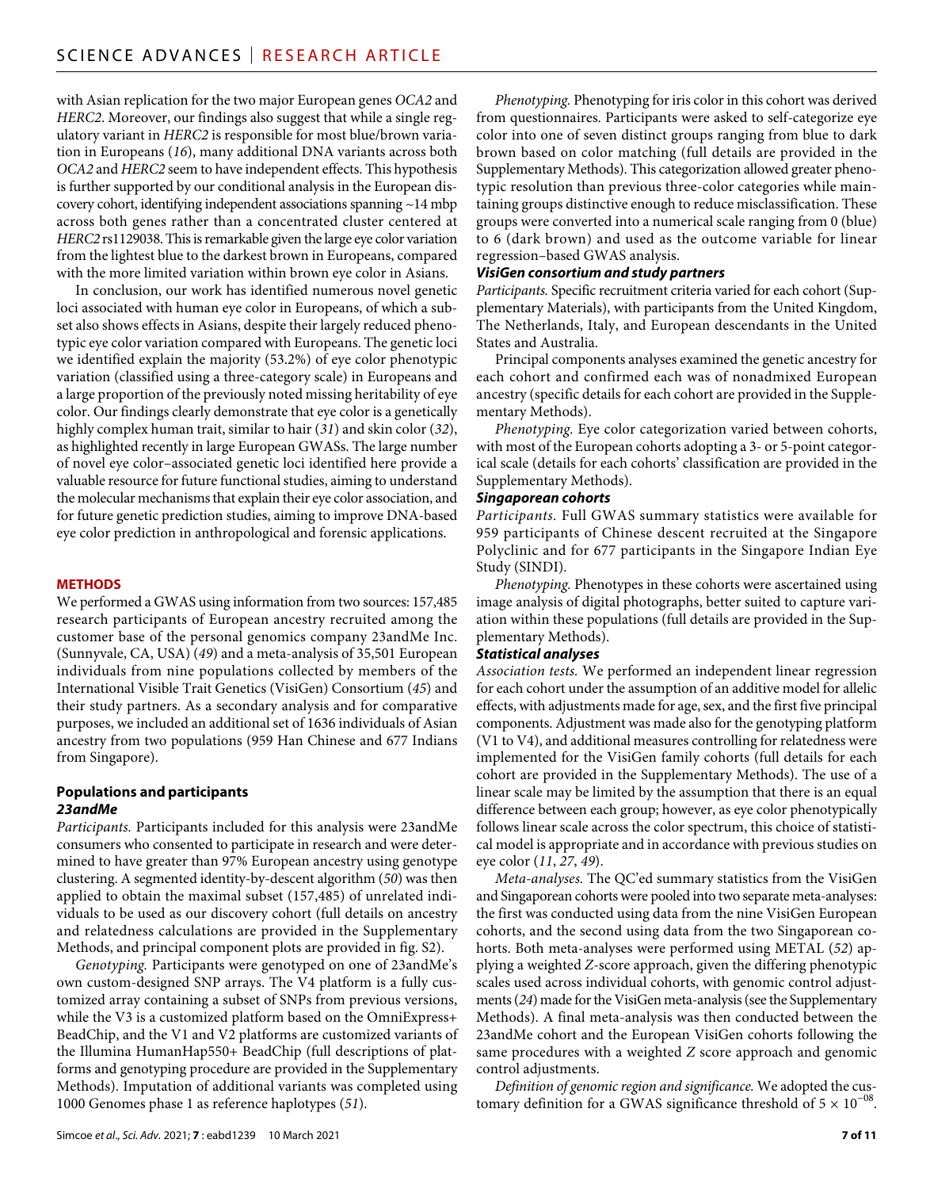with Asian replication for the two major European genes *OCA2* and *HERC2*. Moreover, our findings also suggest that while a single regulatory variant in *HERC2* is responsible for most blue/brown variation in Europeans (*16*), many additional DNA variants across both *OCA2* and *HERC2* seem to have independent effects. This hypothesis is further supported by our conditional analysis in the European discovery cohort, identifying independent associations spanning ~14 mbp across both genes rather than a concentrated cluster centered at *HERC2* rs1129038. This is remarkable given the large eye color variation from the lightest blue to the darkest brown in Europeans, compared with the more limited variation within brown eye color in Asians.

In conclusion, our work has identified numerous novel genetic loci associated with human eye color in Europeans, of which a subset also shows effects in Asians, despite their largely reduced phenotypic eye color variation compared with Europeans. The genetic loci we identified explain the majority (53.2%) of eye color phenotypic variation (classified using a three-category scale) in Europeans and a large proportion of the previously noted missing heritability of eye color. Our findings clearly demonstrate that eye color is a genetically highly complex human trait, similar to hair (*31*) and skin color (*32*), as highlighted recently in large European GWASs. The large number of novel eye color–associated genetic loci identified here provide a valuable resource for future functional studies, aiming to understand the molecular mechanisms that explain their eye color association, and for future genetic prediction studies, aiming to improve DNA-based eye color prediction in anthropological and forensic applications.

## METHODS

We performed a GWAS using information from two sources: 157,485 research participants of European ancestry recruited among the customer base of the personal genomics company 23andMe Inc. (Sunnyvale, CA, USA) (*49*) and a meta-analysis of 35,501 European individuals from nine populations collected by members of the International Visible Trait Genetics (VisiGen) Consortium (*45*) and their study partners. As a secondary analysis and for comparative purposes, we included an additional set of 1636 individuals of Asian ancestry from two populations (959 Han Chinese and 677 Indians from Singapore).

### Populations and participants

#### *23andMe*

*Participants.* Participants included for this analysis were 23andMe consumers who consented to participate in research and were determined to have greater than 97% European ancestry using genotype clustering. A segmented identity-by-descent algorithm (*50*) was then applied to obtain the maximal subset (157,485) of unrelated individuals to be used as our discovery cohort (full details on ancestry and relatedness calculations are provided in the Supplementary Methods, and principal component plots are provided in fig. S2).

*Genotyping.* Participants were genotyped on one of 23andMe's own custom-designed SNP arrays. The V4 platform is a fully customized array containing a subset of SNPs from previous versions, while the V3 is a customized platform based on the OmniExpress+ BeadChip, and the V1 and V2 platforms are customized variants of the Illumina HumanHap550+ BeadChip (full descriptions of platforms and genotyping procedure are provided in the Supplementary Methods). Imputation of additional variants was completed using 1000 Genomes phase 1 as reference haplotypes (*51*).

*Phenotyping.* Phenotyping for iris color in this cohort was derived from questionnaires. Participants were asked to self-categorize eye color into one of seven distinct groups ranging from blue to dark brown based on color matching (full details are provided in the Supplementary Methods). This categorization allowed greater phenotypic resolution than previous three-color categories while maintaining groups distinctive enough to reduce misclassification. These groups were converted into a numerical scale ranging from 0 (blue) to 6 (dark brown) and used as the outcome variable for linear regression–based GWAS analysis.

#### *VisiGen consortium and study partners*

*Participants.* Specific recruitment criteria varied for each cohort (Supplementary Materials), with participants from the United Kingdom, The Netherlands, Italy, and European descendants in the United States and Australia.

Principal components analyses examined the genetic ancestry for each cohort and confirmed each was of nonadmixed European ancestry (specific details for each cohort are provided in the Supplementary Methods).

*Phenotyping.* Eye color categorization varied between cohorts, with most of the European cohorts adopting a 3- or 5-point categorical scale (details for each cohorts' classification are provided in the Supplementary Methods).

#### *Singaporean cohorts*

*Participants.* Full GWAS summary statistics were available for 959 participants of Chinese descent recruited at the Singapore Polyclinic and for 677 participants in the Singapore Indian Eye Study (SINDI).

*Phenotyping.* Phenotypes in these cohorts were ascertained using image analysis of digital photographs, better suited to capture variation within these populations (full details are provided in the Supplementary Methods).

#### *Statistical analyses*

*Association tests.* We performed an independent linear regression for each cohort under the assumption of an additive model for allelic effects, with adjustments made for age, sex, and the first five principal components. Adjustment was made also for the genotyping platform (V1 to V4), and additional measures controlling for relatedness were implemented for the VisiGen family cohorts (full details for each cohort are provided in the Supplementary Methods). The use of a linear scale may be limited by the assumption that there is an equal difference between each group; however, as eye color phenotypically follows linear scale across the color spectrum, this choice of statistical model is appropriate and in accordance with previous studies on eye color (*11*, *27*, *49*).

*Meta-analyses.* The QC'ed summary statistics from the VisiGen and Singaporean cohorts were pooled into two separate meta-analyses: the first was conducted using data from the nine VisiGen European cohorts, and the second using data from the two Singaporean cohorts. Both meta-analyses were performed using METAL (*52*) applying a weighted *Z*-score approach, given the differing phenotypic scales used across individual cohorts, with genomic control adjustments (*24*) made for the VisiGen meta-analysis (see the Supplementary Methods). A final meta-analysis was then conducted between the 23andMe cohort and the European VisiGen cohorts following the same procedures with a weighted *Z* score approach and genomic control adjustments.

*Definition of genomic region and significance.* We adopted the customary definition for a GWAS significance threshold of $5 \times 10^{-08}$.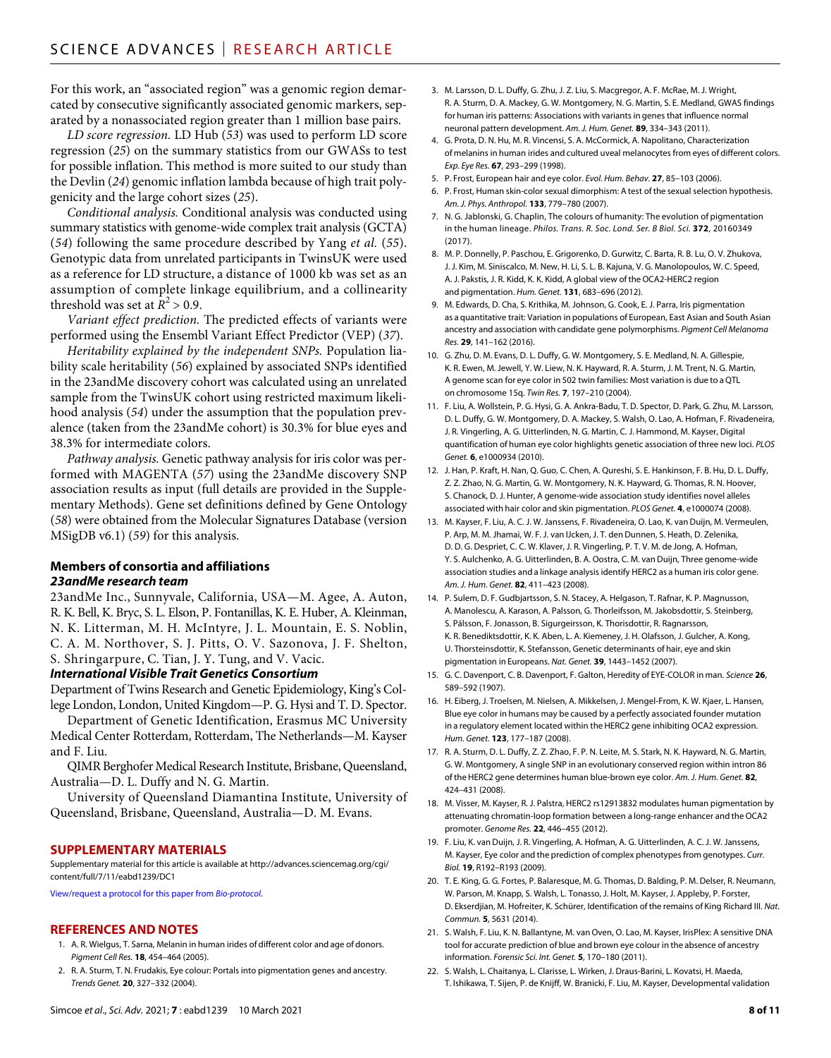For this work, an "associated region" was a genomic region demarcated by consecutive significantly associated genomic markers, separated by a nonassociated region greater than 1 million base pairs.

*LD score regression.* LD Hub (*53*) was used to perform LD score regression (*25*) on the summary statistics from our GWASs to test for possible inflation. This method is more suited to our study than the Devlin (*24*) genomic inflation lambda because of high trait polygenicity and the large cohort sizes (*25*).

*Conditional analysis.* Conditional analysis was conducted using summary statistics with genome-wide complex trait analysis (GCTA) (*54*) following the same procedure described by Yang *et al.* (*55*). Genotypic data from unrelated participants in TwinsUK were used as a reference for LD structure, a distance of 1000 kb was set as an assumption of complete linkage equilibrium, and a collinearity threshold was set at $R^2 > 0.9$.

*Variant effect prediction.* The predicted effects of variants were performed using the Ensembl Variant Effect Predictor (VEP) (*37*).

*Heritability explained by the independent SNPs.* Population liability scale heritability (*56*) explained by associated SNPs identified in the 23andMe discovery cohort was calculated using an unrelated sample from the TwinsUK cohort using restricted maximum likelihood analysis (*54*) under the assumption that the population prevalence (taken from the 23andMe cohort) is 30.3% for blue eyes and 38.3% for intermediate colors.

*Pathway analysis.* Genetic pathway analysis for iris color was performed with MAGENTA (*57*) using the 23andMe discovery SNP association results as input (full details are provided in the Supplementary Methods). Gene set definitions defined by Gene Ontology (*58*) were obtained from the Molecular Signatures Database (version MSigDB v6.1) (*59*) for this analysis.

## Members of consortia and affiliations

### *23andMe research team*

23andMe Inc., Sunnyvale, California, USA—M. Agee, A. Auton, R. K. Bell, K. Bryc, S. L. Elson, P. Fontanillas, K. E. Huber, A. Kleinman, N. K. Litterman, M. H. McIntyre, J. L. Mountain, E. S. Noblin, C. A. M. Northover, S. J. Pitts, O. V. Sazonova, J. F. Shelton, S. Shringarpure, C. Tian, J. Y. Tung, and V. Vacic.

### *International Visible Trait Genetics Consortium*

Department of Twins Research and Genetic Epidemiology, King's College London, London, United Kingdom—P. G. Hysi and T. D. Spector.

Department of Genetic Identification, Erasmus MC University Medical Center Rotterdam, Rotterdam, The Netherlands—M. Kayser and F. Liu.

QIMR Berghofer Medical Research Institute, Brisbane, Queensland, Australia—D. L. Duffy and N. G. Martin.

University of Queensland Diamantina Institute, University of Queensland, Brisbane, Queensland, Australia—D. M. Evans.

## SUPPLEMENTARY MATERIALS

Supplementary material for this article is available at http://advances.sciencemag.org/cgi/content/full/7/11/eabd1239/DC1

View/request a protocol for this paper from *Bio-protocol*.

## REFERENCES AND NOTES

1. A. R. Wielgus, T. Sarna, Melanin in human irides of different color and age of donors. *Pigment Cell Res.* **18**, 454–464 (2005).
2. R. A. Sturm, T. N. Frudakis, Eye colour: Portals into pigmentation genes and ancestry. *Trends Genet.* **20**, 327–332 (2004).
3. M. Larsson, D. L. Duffy, G. Zhu, J. Z. Liu, S. Macgregor, A. F. McRae, M. J. Wright, R. A. Sturm, D. A. Mackey, G. W. Montgomery, N. G. Martin, S. E. Medland, GWAS findings for human iris patterns: Associations with variants in genes that influence normal neuronal pattern development. *Am. J. Hum. Genet.* **89**, 334–343 (2011).
4. G. Prota, D. N. Hu, M. R. Vincensi, S. A. McCormick, A. Napolitano, Characterization of melanins in human irides and cultured uveal melanocytes from eyes of different colors. *Exp. Eye Res.* **67**, 293–299 (1998).
5. P. Frost, European hair and eye color. *Evol. Hum. Behav.* **27**, 85–103 (2006).
6. P. Frost, Human skin-color sexual dimorphism: A test of the sexual selection hypothesis. *Am. J. Phys. Anthropol.* **133**, 779–780 (2007).
7. N. G. Jablonski, G. Chaplin, The colours of humanity: The evolution of pigmentation in the human lineage. *Philos. Trans. R. Soc. Lond. Ser. B Biol. Sci.* **372**, 20160349 (2017).
8. M. P. Donnelly, P. Paschou, E. Grigorenko, D. Gurwitz, C. Barta, R. B. Lu, O. V. Zhukova, J. J. Kim, M. Siniscalco, M. New, H. Li, S. L. B. Kajuna, V. G. Manolopoulos, W. C. Speed, A. J. Pakstis, J. R. Kidd, K. K. Kidd, A global view of the OCA2-HERC2 region and pigmentation. *Hum. Genet.* **131**, 683–696 (2012).
9. M. Edwards, D. Cha, S. Krithika, M. Johnson, G. Cook, E. J. Parra, Iris pigmentation as a quantitative trait: Variation in populations of European, East Asian and South Asian ancestry and association with candidate gene polymorphisms. *Pigment Cell Melanoma Res.* **29**, 141–162 (2016).
10. G. Zhu, D. M. Evans, D. L. Duffy, G. W. Montgomery, S. E. Medland, N. A. Gillespie, K. R. Ewen, M. Jewell, Y. W. Liew, N. K. Hayward, R. A. Sturm, J. M. Trent, N. G. Martin, A genome scan for eye color in 502 twin families: Most variation is due to a QTL on chromosome 15q. *Twin Res.* **7**, 197–210 (2004).
11. F. Liu, A. Wollstein, P. G. Hysi, G. A. Ankra-Badu, T. D. Spector, D. Park, G. Zhu, M. Larsson, D. L. Duffy, G. W. Montgomery, D. A. Mackey, S. Walsh, O. Lao, A. Hofman, F. Rivadeneira, J. R. Vingerling, A. G. Uitterlinden, N. G. Martin, C. J. Hammond, M. Kayser, Digital quantification of human eye color highlights genetic association of three new loci. *PLOS Genet.* **6**, e1000934 (2010).
12. J. Han, P. Kraft, H. Nan, Q. Guo, C. Chen, A. Qureshi, S. E. Hankinson, F. B. Hu, D. L. Duffy, Z. Z. Zhao, N. G. Martin, G. W. Montgomery, N. K. Hayward, G. Thomas, R. N. Hoover, S. Chanock, D. J. Hunter, A genome-wide association study identifies novel alleles associated with hair color and skin pigmentation. *PLOS Genet.* **4**, e1000074 (2008).
13. M. Kayser, F. Liu, A. C. J. W. Janssens, F. Rivadeneira, O. Lao, K. van Duijn, M. Vermeulen, P. Arp, M. M. Jhamai, W. F. J. van IJcken, J. T. den Dunnen, S. Heath, D. Zelenika, D. D. G. Despriet, C. C. W. Klaver, J. R. Vingerling, P. T. V. M. de Jong, A. Hofman, Y. S. Aulchenko, A. G. Uitterlinden, B. A. Oostra, C. M. van Duijn, Three genome-wide association studies and a linkage analysis identify HERC2 as a human iris color gene. *Am. J. Hum. Genet.* **82**, 411–423 (2008).
14. P. Sulem, D. F. Gudbjartsson, S. N. Stacey, A. Helgason, T. Rafnar, K. P. Magnusson, A. Manolescu, A. Karason, A. Palsson, G. Thorleifsson, M. Jakobsdottir, S. Steinberg, S. Pálsson, F. Jonasson, B. Sigurgeirsson, K. Thorisdottir, R. Ragnarsson, K. R. Benediktsdottir, K. K. Aben, L. A. Kiemeney, J. H. Olafsson, J. Gulcher, A. Kong, U. Thorsteinsdottir, K. Stefansson, Genetic determinants of hair, eye and skin pigmentation in Europeans. *Nat. Genet.* **39**, 1443–1452 (2007).
15. G. C. Davenport, C. B. Davenport, F. Galton, Heredity of EYE-COLOR in man. *Science* **26**, 589–592 (1907).
16. H. Eiberg, J. Troelsen, M. Nielsen, A. Mikkelsen, J. Mengel-From, K. W. Kjaer, L. Hansen, Blue eye color in humans may be caused by a perfectly associated founder mutation in a regulatory element located within the HERC2 gene inhibiting OCA2 expression. *Hum. Genet.* **123**, 177–187 (2008).
17. R. A. Sturm, D. L. Duffy, Z. Z. Zhao, F. P. N. Leite, M. S. Stark, N. K. Hayward, N. G. Martin, G. W. Montgomery, A single SNP in an evolutionary conserved region within intron 86 of the HERC2 gene determines human blue-brown eye color. *Am. J. Hum. Genet.* **82**, 424–431 (2008).
18. M. Visser, M. Kayser, R. J. Palstra, HERC2 rs12913832 modulates human pigmentation by attenuating chromatin-loop formation between a long-range enhancer and the OCA2 promoter. *Genome Res.* **22**, 446–455 (2012).
19. F. Liu, K. van Duijn, J. R. Vingerling, A. Hofman, A. G. Uitterlinden, A. C. J. W. Janssens, M. Kayser, Eye color and the prediction of complex phenotypes from genotypes. *Curr. Biol.* **19**, R192–R193 (2009).
20. T. E. King, G. G. Fortes, P. Balaresque, M. G. Thomas, D. Balding, P. M. Delser, R. Neumann, W. Parson, M. Knapp, S. Walsh, L. Tonasso, J. Holt, M. Kayser, J. Appleby, P. Forster, D. Ekserdjian, M. Hofreiter, K. Schürer, Identification of the remains of King Richard III. *Nat. Commun.* **5**, 5631 (2014).
21. S. Walsh, F. Liu, K. N. Ballantyne, M. van Oven, O. Lao, M. Kayser, IrisPlex: A sensitive DNA tool for accurate prediction of blue and brown eye colour in the absence of ancestry information. *Forensic Sci. Int. Genet.* **5**, 170–180 (2011).
22. S. Walsh, L. Chaitanya, L. Clarisse, L. Wirken, J. Draus-Barini, L. Kovatsi, H. Maeda, T. Ishikawa, T. Sijen, P. de Knijff, W. Branicki, F. Liu, M. Kayser, Developmental validation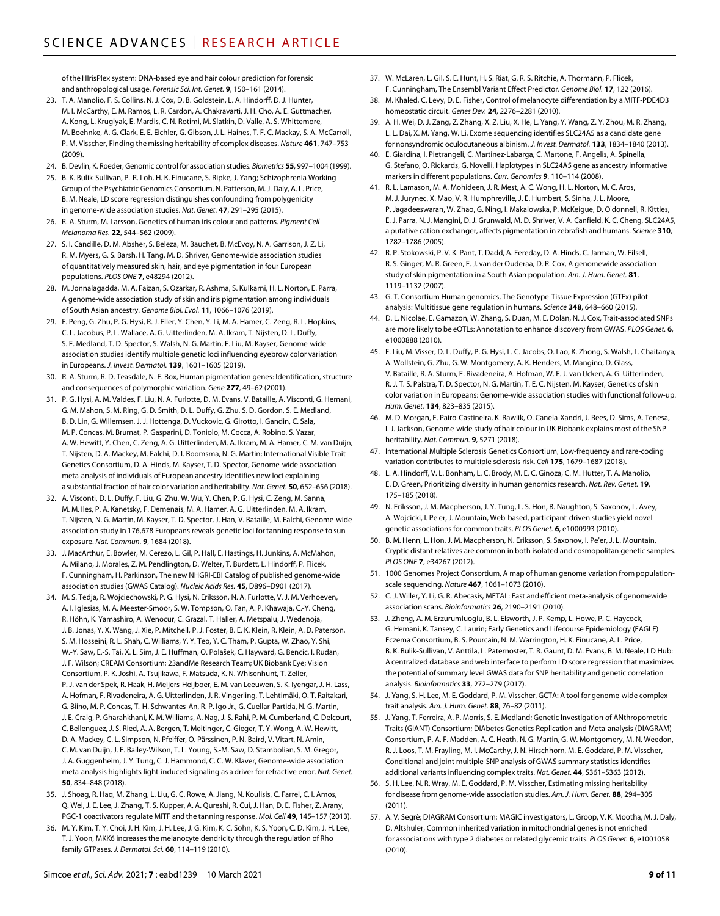of the HIrisPlex system: DNA-based eye and hair colour prediction for forensic and anthropological usage. *Forensic Sci. Int. Genet.* **9**, 150–161 (2014).

23. T. A. Manolio, F. S. Collins, N. J. Cox, D. B. Goldstein, L. A. Hindorff, D. J. Hunter, M. I. McCarthy, E. M. Ramos, L. R. Cardon, A. Chakravarti, J. H. Cho, A. E. Guttmacher, A. Kong, L. Kruglyak, E. Mardis, C. N. Rotimi, M. Slatkin, D. Valle, A. S. Whittemore, M. Boehnke, A. G. Clark, E. E. Eichler, G. Gibson, J. L. Haines, T. F. C. Mackay, S. A. McCarroll, P. M. Visscher, Finding the missing heritability of complex diseases. *Nature* **461**, 747–753 (2009).
24. B. Devlin, K. Roeder, Genomic control for association studies. *Biometrics* **55**, 997–1004 (1999).
25. B. K. Bulik-Sullivan, P.-R. Loh, H. K. Finucane, S. Ripke, J. Yang; Schizophrenia Working Group of the Psychiatric Genomics Consortium, N. Patterson, M. J. Daly, A. L. Price, B. M. Neale, LD score regression distinguishes confounding from polygenicity in genome-wide association studies. *Nat. Genet.* **47**, 291–295 (2015).
26. R. A. Sturm, M. Larsson, Genetics of human iris colour and patterns. *Pigment Cell Melanoma Res.* **22**, 544–562 (2009).
27. S. I. Candille, D. M. Absher, S. Beleza, M. Bauchet, B. McEvoy, N. A. Garrison, J. Z. Li, R. M. Myers, G. S. Barsh, H. Tang, M. D. Shriver, Genome-wide association studies of quantitatively measured skin, hair, and eye pigmentation in four European populations. *PLOS ONE* **7**, e48294 (2012).
28. M. Jonnalagadda, M. A. Faizan, S. Ozarkar, R. Ashma, S. Kulkarni, H. L. Norton, E. Parra, A genome-wide association study of skin and iris pigmentation among individuals of South Asian ancestry. *Genome Biol. Evol.* **11**, 1066–1076 (2019).
29. F. Peng, G. Zhu, P. G. Hysi, R. J. Eller, Y. Chen, Y. Li, M. A. Hamer, C. Zeng, R. L. Hopkins, C. L. Jacobus, P. L. Wallace, A. G. Uitterlinden, M. A. Ikram, T. Nijsten, D. L. Duffy, S. E. Medland, T. D. Spector, S. Walsh, N. G. Martin, F. Liu, M. Kayser, Genome-wide association studies identify multiple genetic loci influencing eyebrow color variation in Europeans. *J. Invest. Dermatol.* **139**, 1601–1605 (2019).
30. R. A. Sturm, R. D. Teasdale, N. F. Box, Human pigmentation genes: Identification, structure and consequences of polymorphic variation. *Gene* **277**, 49–62 (2001).
31. P. G. Hysi, A. M. Valdes, F. Liu, N. A. Furlotte, D. M. Evans, V. Bataille, A. Visconti, G. Hemani, G. M. Mahon, S. M. Ring, G. D. Smith, D. L. Duffy, G. Zhu, S. D. Gordon, S. E. Medland, B. D. Lin, G. Willemsen, J. J. Hottenga, D. Vuckovic, G. Girotto, I. Gandin, C. Sala, M. P. Concas, M. Brumat, P. Gasparini, D. Toniolo, M. Cocca, A. Robino, S. Yazar, A. W. Hewitt, Y. Chen, C. Zeng, A. G. Uitterlinden, M. A. Ikram, M. A. Hamer, C. M. van Duijn, T. Nijsten, D. A. Mackey, M. Falchi, D. I. Boomsma, N. G. Martin; International Visible Trait Genetics Consortium, D. A. Hinds, M. Kayser, T. D. Spector, Genome-wide association meta-analysis of individuals of European ancestry identifies new loci explaining a substantial fraction of hair color variation and heritability. *Nat. Genet.* **50**, 652–656 (2018).
32. A. Visconti, D. L. Duffy, F. Liu, G. Zhu, W. Wu, Y. Chen, P. G. Hysi, C. Zeng, M. Sanna, M. M. Iles, P. A. Kanetsky, F. Demenais, M. A. Hamer, A. G. Uitterlinden, M. A. Ikram, T. Nijsten, N. G. Martin, M. Kayser, T. D. Spector, J. Han, V. Bataille, M. Falchi, Genome-wide association study in 176,678 Europeans reveals genetic loci for tanning response to sun exposure. *Nat. Commun.* **9**, 1684 (2018).
33. J. MacArthur, E. Bowler, M. Cerezo, L. Gil, P. Hall, E. Hastings, H. Junkins, A. McMahon, A. Milano, J. Morales, Z. M. Pendlington, D. Welter, T. Burdett, L. Hindorff, P. Flicek, F. Cunningham, H. Parkinson, The new NHGRI-EBI Catalog of published genome-wide association studies (GWAS Catalog). *Nucleic Acids Res.* **45**, D896–D901 (2017).
34. M. S. Tedja, R. Wojciechowski, P. G. Hysi, N. Eriksson, N. A. Furlotte, V. J. M. Verhoeven, A. I. Iglesias, M. A. Meester-Smoor, S. W. Tompson, Q. Fan, A. P. Khawaja, C.-Y. Cheng, R. Höhn, K. Yamashiro, A. Wenocur, C. Grazal, T. Haller, A. Metspalu, J. Wedenoja, J. B. Jonas, Y. X. Wang, J. Xie, P. Mitchell, P. J. Foster, B. E. K. Klein, R. Klein, A. D. Paterson, S. M. Hosseini, R. L. Shah, C. Williams, Y. Y. Teo, Y. C. Tham, P. Gupta, W. Zhao, Y. Shi, W.-Y. Saw, E.-S. Tai, X. L. Sim, J. E. Huffman, O. Polašek, C. Hayward, G. Bencic, I. Rudan, J. F. Wilson; CREAM Consortium; 23andMe Research Team; UK Biobank Eye; Vision Consortium, P. K. Joshi, A. Tsujikawa, F. Matsuda, K. N. Whisenhunt, T. Zeller, P. J. van der Spek, R. Haak, H. Meijers-Heijboer, E. M. van Leeuwen, S. K. Iyengar, J. H. Lass, A. Hofman, F. Rivadeneira, A. G. Uitterlinden, J. R. Vingerling, T. Lehtimäki, O. T. Raitakari, G. Biino, M. P. Concas, T.-H. Schwantes-An, R. P. Igo Jr., G. Cuellar-Partida, N. G. Martin, J. E. Craig, P. Gharahkhani, K. M. Williams, A. Nag, J. S. Rahi, P. M. Cumberland, C. Delcourt, C. Bellenguez, J. S. Ried, A. A. Bergen, T. Meitinger, C. Gieger, T. Y. Wong, A. W. Hewitt, D. A. Mackey, C. L. Simpson, N. Pfeiffer, O. Pärssinen, P. N. Baird, V. Vitart, N. Amin, C. M. van Duijn, J. E. Bailey-Wilson, T. L. Young, S.-M. Saw, D. Stambolian, S. M. Gregor, J. A. Guggenheim, J. Y. Tung, C. J. Hammond, C. C. W. Klaver, Genome-wide association meta-analysis highlights light-induced signaling as a driver for refractive error. *Nat. Genet.* **50**, 834–848 (2018).
35. J. Shoag, R. Haq, M. Zhang, L. Liu, G. C. Rowe, A. Jiang, N. Koulisis, C. Farrel, C. I. Amos, Q. Wei, J. E. Lee, J. Zhang, T. S. Kupper, A. A. Qureshi, R. Cui, J. Han, D. E. Fisher, Z. Arany, PGC-1 coactivators regulate MITF and the tanning response. *Mol. Cell* **49**, 145–157 (2013).
36. M. Y. Kim, T. Y. Choi, J. H. Kim, J. H. Lee, J. G. Kim, K. C. Sohn, K. S. Yoon, C. D. Kim, J. H. Lee, T. J. Yoon, MKK6 increases the melanocyte dendricity through the regulation of Rho family GTPases. *J. Dermatol. Sci.* **60**, 114–119 (2010).
37. W. McLaren, L. Gil, S. E. Hunt, H. S. Riat, G. R. S. Ritchie, A. Thormann, P. Flicek, F. Cunningham, The Ensembl Variant Effect Predictor. *Genome Biol.* **17**, 122 (2016).
38. M. Khaled, C. Levy, D. E. Fisher, Control of melanocyte differentiation by a MITF-PDE4D3 homeostatic circuit. *Genes Dev.* **24**, 2276–2281 (2010).
39. A. H. Wei, D. J. Zang, Z. Zhang, X. Z. Liu, X. He, L. Yang, Y. Wang, Z. Y. Zhou, M. R. Zhang, L. L. Dai, X. M. Yang, W. Li, Exome sequencing identifies SLC24A5 as a candidate gene for nonsyndromic oculocutaneous albinism. *J. Invest. Dermatol.* **133**, 1834–1840 (2013).
40. E. Giardina, I. Pietrangeli, C. Martinez-Labarga, C. Martone, F. Angelis, A. Spinella, G. Stefano, O. Rickards, G. Novelli, Haplotypes in SLC24A5 gene as ancestry informative markers in different populations. *Curr. Genomics* **9**, 110–114 (2008).
41. R. L. Lamason, M. A. Mohideen, J. R. Mest, A. C. Wong, H. L. Norton, M. C. Aros, M. J. Jurynec, X. Mao, V. R. Humphreville, J. E. Humbert, S. Sinha, J. L. Moore, P. Jagadeeswaran, W. Zhao, G. Ning, I. Makalowska, P. McKeigue, D. O'donnell, R. Kittles, E. J. Parra, N. J. Mangini, D. J. Grunwald, M. D. Shriver, V. A. Canfield, K. C. Cheng, SLC24A5, a putative cation exchanger, affects pigmentation in zebrafish and humans. *Science* **310**, 1782–1786 (2005).
42. R. P. Stokowski, P. V. K. Pant, T. Dadd, A. Fereday, D. A. Hinds, C. Jarman, W. Filsell, R. S. Ginger, M. R. Green, F. J. van der Ouderaa, D. R. Cox, A genomewide association study of skin pigmentation in a South Asian population. *Am. J. Hum. Genet.* **81**, 1119–1132 (2007).
43. G. T. Consortium Human genomics, The Genotype-Tissue Expression (GTEx) pilot analysis: Multitissue gene regulation in humans. *Science* **348**, 648–660 (2015).
44. D. L. Nicolae, E. Gamazon, W. Zhang, S. Duan, M. E. Dolan, N. J. Cox, Trait-associated SNPs are more likely to be eQTLs: Annotation to enhance discovery from GWAS. *PLOS Genet.* **6**, e1000888 (2010).
45. F. Liu, M. Visser, D. L. Duffy, P. G. Hysi, L. C. Jacobs, O. Lao, K. Zhong, S. Walsh, L. Chaitanya, A. Wollstein, G. Zhu, G. W. Montgomery, A. K. Henders, M. Mangino, D. Glass, V. Bataille, R. A. Sturm, F. Rivadeneira, A. Hofman, W. F. J. van IJcken, A. G. Uitterlinden, R. J. T. S. Palstra, T. D. Spector, N. G. Martin, T. E. C. Nijsten, M. Kayser, Genetics of skin color variation in Europeans: Genome-wide association studies with functional follow-up. *Hum. Genet.* **134**, 823–835 (2015).
46. M. D. Morgan, E. Pairo-Castineira, K. Rawlik, O. Canela-Xandri, J. Rees, D. Sims, A. Tenesa, I. J. Jackson, Genome-wide study of hair colour in UK Biobank explains most of the SNP heritability. *Nat. Commun.* **9**, 5271 (2018).
47. International Multiple Sclerosis Genetics Consortium, Low-frequency and rare-coding variation contributes to multiple sclerosis risk. *Cell* **175**, 1679–1687 (2018).
48. L. A. Hindorff, V. L. Bonham, L. C. Brody, M. E. C. Ginoza, C. M. Hutter, T. A. Manolio, E. D. Green, Prioritizing diversity in human genomics research. *Nat. Rev. Genet.* **19**, 175–185 (2018).
49. N. Eriksson, J. M. Macpherson, J. Y. Tung, L. S. Hon, B. Naughton, S. Saxonov, L. Avey, A. Wojcicki, I. Pe'er, J. Mountain, Web-based, participant-driven studies yield novel genetic associations for common traits. *PLOS Genet.* **6**, e1000993 (2010).
50. B. M. Henn, L. Hon, J. M. Macpherson, N. Eriksson, S. Saxonov, I. Pe'er, J. L. Mountain, Cryptic distant relatives are common in both isolated and cosmopolitan genetic samples. *PLOS ONE* **7**, e34267 (2012).
51. 1000 Genomes Project Consortium, A map of human genome variation from population-scale sequencing. *Nature* **467**, 1061–1073 (2010).
52. C. J. Willer, Y. Li, G. R. Abecasis, METAL: Fast and efficient meta-analysis of genomewide association scans. *Bioinformatics* **26**, 2190–2191 (2010).
53. J. Zheng, A. M. Erzurumluoglu, B. L. Elsworth, J. P. Kemp, L. Howe, P. C. Haycock, G. Hemani, K. Tansey, C. Laurin; Early Genetics and Lifecourse Epidemiology (EAGLE) Eczema Consortium, B. S. Pourcain, N. M. Warrington, H. K. Finucane, A. L. Price, B. K. Bulik-Sullivan, V. Anttila, L. Paternoster, T. R. Gaunt, D. M. Evans, B. M. Neale, LD Hub: A centralized database and web interface to perform LD score regression that maximizes the potential of summary level GWAS data for SNP heritability and genetic correlation analysis. *Bioinformatics* **33**, 272–279 (2017).
54. J. Yang, S. H. Lee, M. E. Goddard, P. M. Visscher, GCTA: A tool for genome-wide complex trait analysis. *Am. J. Hum. Genet.* **88**, 76–82 (2011).
55. J. Yang, T. Ferreira, A. P. Morris, S. E. Medland; Genetic Investigation of ANthropometric Traits (GIANT) Consortium; DIAbetes Genetics Replication and Meta-analysis (DIAGRAM) Consortium, P. A. F. Madden, A. C. Heath, N. G. Martin, G. W. Montgomery, M. N. Weedon, R. J. Loos, T. M. Frayling, M. I. McCarthy, J. N. Hirschhorn, M. E. Goddard, P. M. Visscher, Conditional and joint multiple-SNP analysis of GWAS summary statistics identifies additional variants influencing complex traits. *Nat. Genet.* **44**, S361–S363 (2012).
56. S. H. Lee, N. R. Wray, M. E. Goddard, P. M. Visscher, Estimating missing heritability for disease from genome-wide association studies. *Am. J. Hum. Genet.* **88**, 294–305 (2011).
57. A. V. Segrè; DIAGRAM Consortium; MAGIC investigators, L. Groop, V. K. Mootha, M. J. Daly, D. Altshuler, Common inherited variation in mitochondrial genes is not enriched for associations with type 2 diabetes or related glycemic traits. *PLOS Genet.* **6**, e1001058 (2010).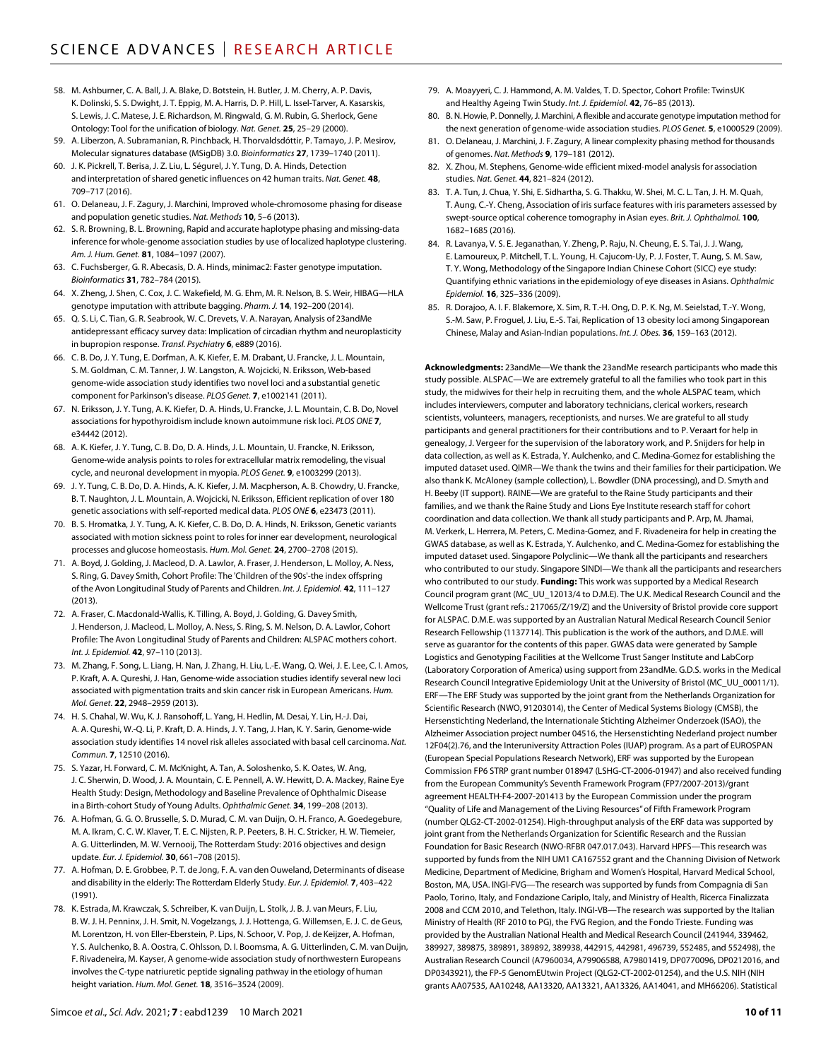58. M. Ashburner, C. A. Ball, J. A. Blake, D. Botstein, H. Butler, J. M. Cherry, A. P. Davis, K. Dolinski, S. S. Dwight, J. T. Eppig, M. A. Harris, D. P. Hill, L. Issel-Tarver, A. Kasarskis, S. Lewis, J. C. Matese, J. E. Richardson, M. Ringwald, G. M. Rubin, G. Sherlock, Gene Ontology: Tool for the unification of biology. *Nat. Genet.* **25**, 25–29 (2000).
59. A. Liberzon, A. Subramanian, R. Pinchback, H. Thorvaldsdóttir, P. Tamayo, J. P. Mesirov, Molecular signatures database (MSigDB) 3.0. *Bioinformatics* **27**, 1739–1740 (2011).
60. J. K. Pickrell, T. Berisa, J. Z. Liu, L. Ségurel, J. Y. Tung, D. A. Hinds, Detection and interpretation of shared genetic influences on 42 human traits. *Nat. Genet.* **48**, 709–717 (2016).
61. O. Delaneau, J. F. Zagury, J. Marchini, Improved whole-chromosome phasing for disease and population genetic studies. *Nat. Methods* **10**, 5–6 (2013).
62. S. R. Browning, B. L. Browning, Rapid and accurate haplotype phasing and missing-data inference for whole-genome association studies by use of localized haplotype clustering. *Am. J. Hum. Genet.* **81**, 1084–1097 (2007).
63. C. Fuchsberger, G. R. Abecasis, D. A. Hinds, minimac2: Faster genotype imputation. *Bioinformatics* **31**, 782–784 (2015).
64. X. Zheng, J. Shen, C. Cox, J. C. Wakefield, M. G. Ehm, M. R. Nelson, B. S. Weir, HIBAG—HLA genotype imputation with attribute bagging. *Pharm. J.* **14**, 192–200 (2014).
65. Q. S. Li, C. Tian, G. R. Seabrook, W. C. Drevets, V. A. Narayan, Analysis of 23andMe antidepressant efficacy survey data: Implication of circadian rhythm and neuroplasticity in bupropion response. *Transl. Psychiatry* **6**, e889 (2016).
66. C. B. Do, J. Y. Tung, E. Dorfman, A. K. Kiefer, E. M. Drabant, U. Francke, J. L. Mountain, S. M. Goldman, C. M. Tanner, J. W. Langston, A. Wojcicki, N. Eriksson, Web-based genome-wide association study identifies two novel loci and a substantial genetic component for Parkinson's disease. *PLOS Genet.* **7**, e1002141 (2011).
67. N. Eriksson, J. Y. Tung, A. K. Kiefer, D. A. Hinds, U. Francke, J. L. Mountain, C. B. Do, Novel associations for hypothyroidism include known autoimmune risk loci. *PLOS ONE* **7**, e34442 (2012).
68. A. K. Kiefer, J. Y. Tung, C. B. Do, D. A. Hinds, J. L. Mountain, U. Francke, N. Eriksson, Genome-wide analysis points to roles for extracellular matrix remodeling, the visual cycle, and neuronal development in myopia. *PLOS Genet.* **9**, e1003299 (2013).
69. J. Y. Tung, C. B. Do, D. A. Hinds, A. K. Kiefer, J. M. Macpherson, A. B. Chowdry, U. Francke, B. T. Naughton, J. L. Mountain, A. Wojcicki, N. Eriksson, Efficient replication of over 180 genetic associations with self-reported medical data. *PLOS ONE* **6**, e23473 (2011).
70. B. S. Hromatka, J. Y. Tung, A. K. Kiefer, C. B. Do, D. A. Hinds, N. Eriksson, Genetic variants associated with motion sickness point to roles for inner ear development, neurological processes and glucose homeostasis. *Hum. Mol. Genet.* **24**, 2700–2708 (2015).
71. A. Boyd, J. Golding, J. Macleod, D. A. Lawlor, A. Fraser, J. Henderson, L. Molloy, A. Ness, S. Ring, G. Davey Smith, Cohort Profile: The 'Children of the 90s'-the index offspring of the Avon Longitudinal Study of Parents and Children. *Int. J. Epidemiol.* **42**, 111–127 (2013).
72. A. Fraser, C. Macdonald-Wallis, K. Tilling, A. Boyd, J. Golding, G. Davey Smith, J. Henderson, J. Macleod, L. Molloy, A. Ness, S. Ring, S. M. Nelson, D. A. Lawlor, Cohort Profile: The Avon Longitudinal Study of Parents and Children: ALSPAC mothers cohort. *Int. J. Epidemiol.* **42**, 97–110 (2013).
73. M. Zhang, F. Song, L. Liang, H. Nan, J. Zhang, H. Liu, L.-E. Wang, Q. Wei, J. E. Lee, C. I. Amos, P. Kraft, A. A. Qureshi, J. Han, Genome-wide association studies identify several new loci associated with pigmentation traits and skin cancer risk in European Americans. *Hum. Mol. Genet.* **22**, 2948–2959 (2013).
74. H. S. Chahal, W. Wu, K. J. Ransohoff, L. Yang, H. Hedlin, M. Desai, Y. Lin, H.-J. Dai, A. A. Qureshi, W.-Q. Li, P. Kraft, D. A. Hinds, J. Y. Tang, J. Han, K. Y. Sarin, Genome-wide association study identifies 14 novel risk alleles associated with basal cell carcinoma. *Nat. Commun.* **7**, 12510 (2016).
75. S. Yazar, H. Forward, C. M. McKnight, A. Tan, A. Soloshenko, S. K. Oates, W. Ang, J. C. Sherwin, D. Wood, J. A. Mountain, C. E. Pennell, A. W. Hewitt, D. A. Mackey, Raine Eye Health Study: Design, Methodology and Baseline Prevalence of Ophthalmic Disease in a Birth-cohort Study of Young Adults. *Ophthalmic Genet.* **34**, 199–208 (2013).
76. A. Hofman, G. G. O. Brusselle, S. D. Murad, C. M. van Duijn, O. H. Franco, A. Goedegebure, M. A. Ikram, C. C. W. Klaver, T. E. C. Nijsten, R. P. Peeters, B. H. C. Stricker, H. W. Tiemeier, A. G. Uitterlinden, M. W. Vernooij, The Rotterdam Study: 2016 objectives and design update. *Eur. J. Epidemiol.* **30**, 661–708 (2015).
77. A. Hofman, D. E. Grobbee, P. T. de Jong, F. A. van den Ouweland, Determinants of disease and disability in the elderly: The Rotterdam Elderly Study. *Eur. J. Epidemiol.* **7**, 403–422 (1991).
78. K. Estrada, M. Krawczak, S. Schreiber, K. van Duijn, L. Stolk, J. B. J. van Meurs, F. Liu, B. W. J. H. Penninx, J. H. Smit, N. Vogelzangs, J. J. Hottenga, G. Willemsen, E. J. C. de Geus, M. Lorentzon, H. von Eller-Eberstein, P. Lips, N. Schoor, V. Pop, J. de Keijzer, A. Hofman, Y. S. Aulchenko, B. A. Oostra, C. Ohlsson, D. I. Boomsma, A. G. Uitterlinden, C. M. van Duijn, F. Rivadeneira, M. Kayser, A genome-wide association study of northwestern Europeans involves the C-type natriuretic peptide signaling pathway in the etiology of human height variation. *Hum. Mol. Genet.* **18**, 3516–3524 (2009).
79. A. Moayyeri, C. J. Hammond, A. M. Valdes, T. D. Spector, Cohort Profile: TwinsUK and Healthy Ageing Twin Study. *Int. J. Epidemiol.* **42**, 76–85 (2013).
80. B. N. Howie, P. Donnelly, J. Marchini, A flexible and accurate genotype imputation method for the next generation of genome-wide association studies. *PLOS Genet.* **5**, e1000529 (2009).
81. O. Delaneau, J. Marchini, J. F. Zagury, A linear complexity phasing method for thousands of genomes. *Nat. Methods* **9**, 179–181 (2012).
82. X. Zhou, M. Stephens, Genome-wide efficient mixed-model analysis for association studies. *Nat. Genet.* **44**, 821–824 (2012).
83. T. A. Tun, J. Chua, Y. Shi, E. Sidhartha, S. G. Thakku, W. Shei, M. C. L. Tan, J. H. M. Quah, T. Aung, C.-Y. Cheng, Association of iris surface features with iris parameters assessed by swept-source optical coherence tomography in Asian eyes. *Brit. J. Ophthalmol.* **100**, 1682–1685 (2016).
84. R. Lavanya, V. S. E. Jeganathan, Y. Zheng, P. Raju, N. Cheung, E. S. Tai, J. J. Wang, E. Lamoureux, P. Mitchell, T. L. Young, H. Cajucom-Uy, P. J. Foster, T. Aung, S. M. Saw, T. Y. Wong, Methodology of the Singapore Indian Chinese Cohort (SICC) eye study: Quantifying ethnic variations in the epidemiology of eye diseases in Asians. *Ophthalmic Epidemiol.* **16**, 325–336 (2009).
85. R. Dorajoo, A. I. F. Blakemore, X. Sim, R. T.-H. Ong, D. P. K. Ng, M. Seielstad, T.-Y. Wong, S.-M. Saw, P. Froguel, J. Liu, E.-S. Tai, Replication of 13 obesity loci among Singaporean Chinese, Malay and Asian-Indian populations. *Int. J. Obes.* **36**, 159–163 (2012).

**Acknowledgments:** 23andMe—We thank the 23andMe research participants who made this study possible. ALSPAC—We are extremely grateful to all the families who took part in this study, the midwives for their help in recruiting them, and the whole ALSPAC team, which includes interviewers, computer and laboratory technicians, clerical workers, research scientists, volunteers, managers, receptionists, and nurses. We are grateful to all study participants and general practitioners for their contributions and to P. Veraart for help in genealogy, J. Vergeer for the supervision of the laboratory work, and P. Snijders for help in data collection, as well as K. Estrada, Y. Aulchenko, and C. Medina-Gomez for establishing the imputed dataset used. QIMR—We thank the twins and their families for their participation. We also thank K. McAloney (sample collection), L. Bowdler (DNA processing), and D. Smyth and H. Beeby (IT support). RAINE—We are grateful to the Raine Study participants and their families, and we thank the Raine Study and Lions Eye Institute research staff for cohort coordination and data collection. We thank all study participants and P. Arp, M. Jhamai, M. Verkerk, L. Herrera, M. Peters, C. Medina-Gomez, and F. Rivadeneira for help in creating the GWAS database, as well as K. Estrada, Y. Aulchenko, and C. Medina-Gomez for establishing the imputed dataset used. Singapore Polyclinic—We thank all the participants and researchers who contributed to our study. Singapore SINDI—We thank all the participants and researchers who contributed to our study. **Funding:** This work was supported by a Medical Research Council program grant (MC_UU_12013/4 to D.M.E). The U.K. Medical Research Council and the Wellcome Trust (grant refs.: 217065/Z/19/Z) and the University of Bristol provide core support for ALSPAC. D.M.E. was supported by an Australian Natural Medical Research Council Senior Research Fellowship (1137714). This publication is the work of the authors, and D.M.E. will serve as guarantor for the contents of this paper. GWAS data were generated by Sample Logistics and Genotyping Facilities at the Wellcome Trust Sanger Institute and LabCorp (Laboratory Corporation of America) using support from 23andMe. G.D.S. works in the Medical Research Council Integrative Epidemiology Unit at the University of Bristol (MC_UU_00011/1). ERF—The ERF Study was supported by the joint grant from the Netherlands Organization for Scientific Research (NWO, 91203014), the Center of Medical Systems Biology (CMSB), the Hersenstichting Nederland, the Internationale Stichting Alzheimer Onderzoek (ISAO), the Alzheimer Association project number 04516, the Hersenstichting Nederland project number 12F04(2).76, and the Interuniversity Attraction Poles (IUAP) program. As a part of EUROSPAN (European Special Populations Research Network), ERF was supported by the European Commission FP6 STRP grant number 018947 (LSHG-CT-2006-01947) and also received funding from the European Community's Seventh Framework Program (FP7/2007-2013)/grant agreement HEALTH-F4-2007-201413 by the European Commission under the program "Quality of Life and Management of the Living Resources" of Fifth Framework Program (number QLG2-CT-2002-01254). High-throughput analysis of the ERF data was supported by joint grant from the Netherlands Organization for Scientific Research and the Russian Foundation for Basic Research (NWO-RFBR 047.017.043). Harvard HPFS—This research was supported by funds from the NIH UM1 CA167552 grant and the Channing Division of Network Medicine, Department of Medicine, Brigham and Women's Hospital, Harvard Medical School, Boston, MA, USA. INGI-FVG—The research was supported by funds from Compagnia di San Paolo, Torino, Italy, and Fondazione Cariplo, Italy, and Ministry of Health, Ricerca Finalizzata 2008 and CCM 2010, and Telethon, Italy. INGI-VB—The research was supported by the Italian Ministry of Health (RF 2010 to PG), the FVG Region, and the Fondo Trieste. Funding was provided by the Australian National Health and Medical Research Council (241944, 339462, 389927, 389875, 389891, 389892, 389938, 442915, 442981, 496739, 552485, and 552498), the Australian Research Council (A7960034, A79906588, A79801419, DP0770096, DP0212016, and DP0343921), the FP-5 GenomEUtwin Project (QLG2-CT-2002-01254), and the U.S. NIH (NIH grants AA07535, AA10248, AA13320, AA13321, AA13326, AA14041, and MH66206). Statistical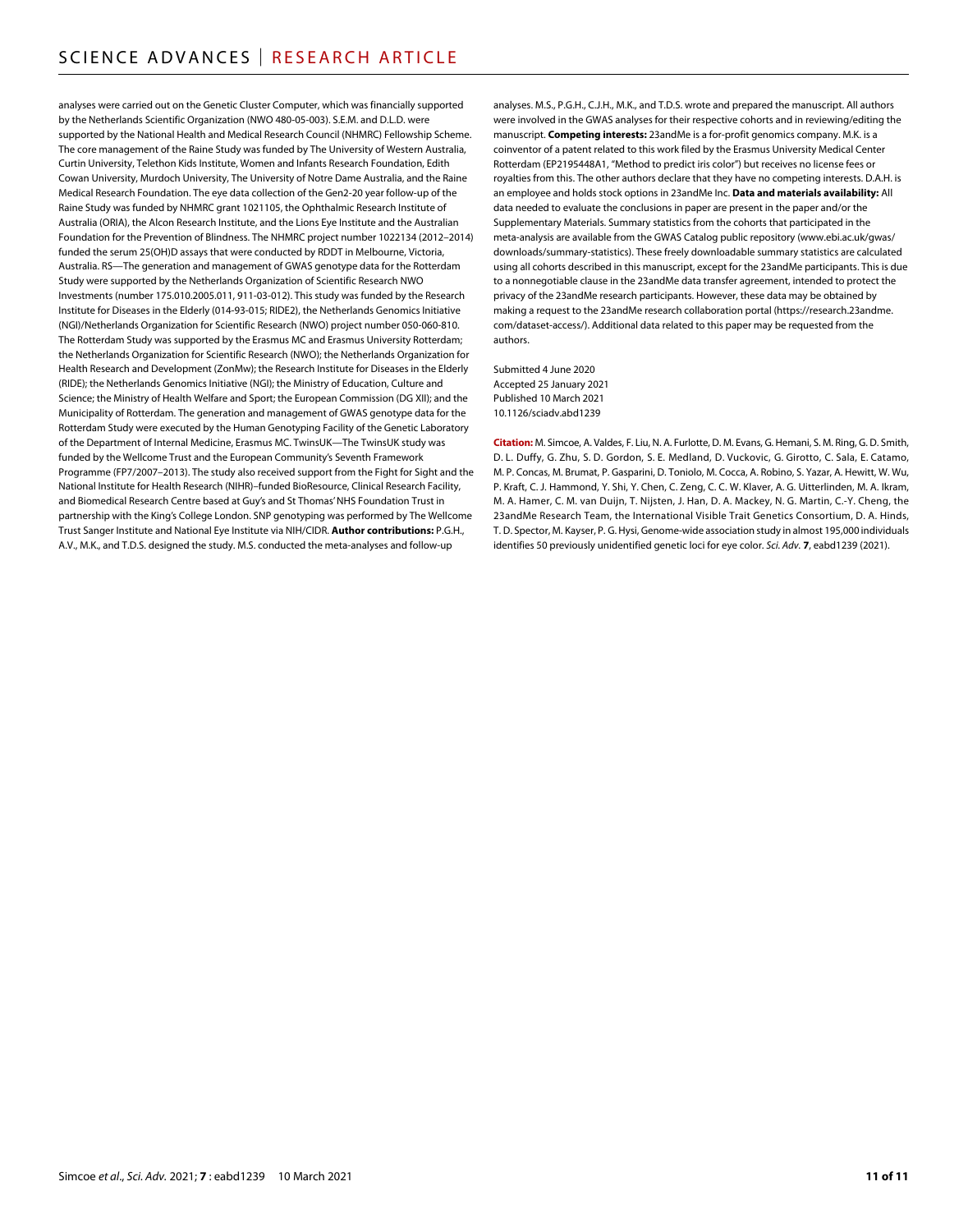analyses were carried out on the Genetic Cluster Computer, which was financially supported by the Netherlands Scientific Organization (NWO 480-05-003). S.E.M. and D.L.D. were supported by the National Health and Medical Research Council (NHMRC) Fellowship Scheme. The core management of the Raine Study was funded by The University of Western Australia, Curtin University, Telethon Kids Institute, Women and Infants Research Foundation, Edith Cowan University, Murdoch University, The University of Notre Dame Australia, and the Raine Medical Research Foundation. The eye data collection of the Gen2-20 year follow-up of the Raine Study was funded by NHMRC grant 1021105, the Ophthalmic Research Institute of Australia (ORIA), the Alcon Research Institute, and the Lions Eye Institute and the Australian Foundation for the Prevention of Blindness. The NHMRC project number 1022134 (2012–2014) funded the serum 25(OH)D assays that were conducted by RDDT in Melbourne, Victoria, Australia. RS—The generation and management of GWAS genotype data for the Rotterdam Study were supported by the Netherlands Organization of Scientific Research NWO Investments (number 175.010.2005.011, 911-03-012). This study was funded by the Research Institute for Diseases in the Elderly (014-93-015; RIDE2), the Netherlands Genomics Initiative (NGI)/Netherlands Organization for Scientific Research (NWO) project number 050-060-810. The Rotterdam Study was supported by the Erasmus MC and Erasmus University Rotterdam; the Netherlands Organization for Scientific Research (NWO); the Netherlands Organization for Health Research and Development (ZonMw); the Research Institute for Diseases in the Elderly (RIDE); the Netherlands Genomics Initiative (NGI); the Ministry of Education, Culture and Science; the Ministry of Health Welfare and Sport; the European Commission (DG XII); and the Municipality of Rotterdam. The generation and management of GWAS genotype data for the Rotterdam Study were executed by the Human Genotyping Facility of the Genetic Laboratory of the Department of Internal Medicine, Erasmus MC. TwinsUK—The TwinsUK study was funded by the Wellcome Trust and the European Community's Seventh Framework Programme (FP7/2007–2013). The study also received support from the Fight for Sight and the National Institute for Health Research (NIHR)–funded BioResource, Clinical Research Facility, and Biomedical Research Centre based at Guy's and St Thomas' NHS Foundation Trust in partnership with the King's College London. SNP genotyping was performed by The Wellcome Trust Sanger Institute and National Eye Institute via NIH/CIDR. **Author contributions:** P.G.H., A.V., M.K., and T.D.S. designed the study. M.S. conducted the meta-analyses and follow-up analyses. M.S., P.G.H., C.J.H., M.K., and T.D.S. wrote and prepared the manuscript. All authors were involved in the GWAS analyses for their respective cohorts and in reviewing/editing the manuscript. **Competing interests:** 23andMe is a for-profit genomics company. M.K. is a coinventor of a patent related to this work filed by the Erasmus University Medical Center Rotterdam (EP2195448A1, "Method to predict iris color") but receives no license fees or royalties from this. The other authors declare that they have no competing interests. D.A.H. is an employee and holds stock options in 23andMe Inc. **Data and materials availability:** All data needed to evaluate the conclusions in paper are present in the paper and/or the Supplementary Materials. Summary statistics from the cohorts that participated in the meta-analysis are available from the GWAS Catalog public repository (www.ebi.ac.uk/gwas/downloads/summary-statistics). These freely downloadable summary statistics are calculated using all cohorts described in this manuscript, except for the 23andMe participants. This is due to a nonnegotiable clause in the 23andMe data transfer agreement, intended to protect the privacy of the 23andMe research participants. However, these data may be obtained by making a request to the 23andMe research collaboration portal (https://research.23andme.com/dataset-access/). Additional data related to this paper may be requested from the authors.

Submitted 4 June 2020
Accepted 25 January 2021
Published 10 March 2021
10.1126/sciadv.abd1239

**Citation:** M. Simcoe, A. Valdes, F. Liu, N. A. Furlotte, D. M. Evans, G. Hemani, S. M. Ring, G. D. Smith, D. L. Duffy, G. Zhu, S. D. Gordon, S. E. Medland, D. Vuckovic, G. Girotto, C. Sala, E. Catamo, M. P. Concas, M. Brumat, P. Gasparini, D. Toniolo, M. Cocca, A. Robino, S. Yazar, A. Hewitt, W. Wu, P. Kraft, C. J. Hammond, Y. Shi, Y. Chen, C. Zeng, C. C. W. Klaver, A. G. Uitterlinden, M. A. Ikram, M. A. Hamer, C. M. van Duijn, T. Nijsten, J. Han, D. A. Mackey, N. G. Martin, C.-Y. Cheng, the 23andMe Research Team, the International Visible Trait Genetics Consortium, D. A. Hinds, T. D. Spector, M. Kayser, P. G. Hysi, Genome-wide association study in almost 195,000 individuals identifies 50 previously unidentified genetic loci for eye color. *Sci. Adv.* **7**, eabd1239 (2021).